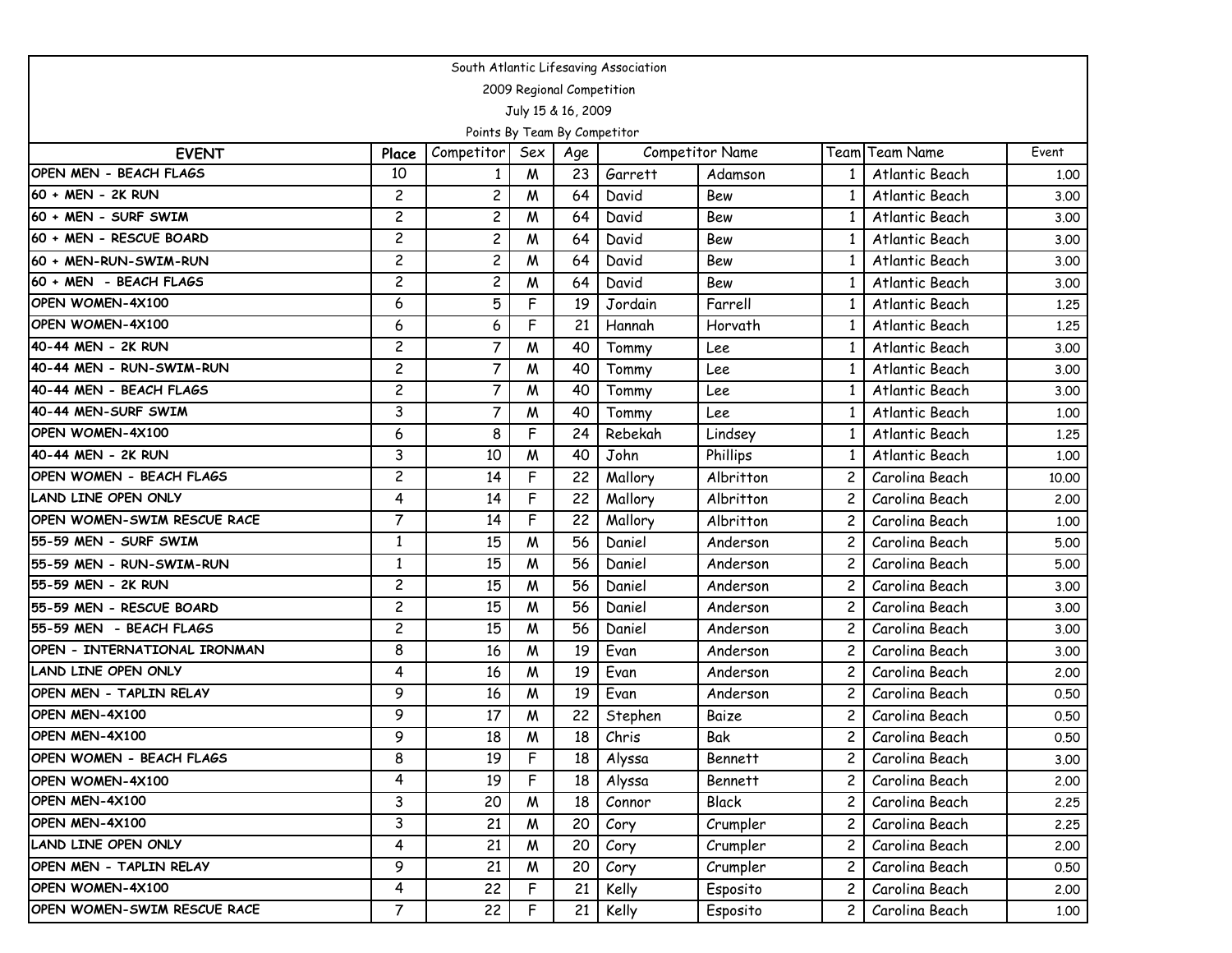South Atlantic Lifesaving Association

2009 Regional Competition

July 15 & 16, 2009

Points By Team By Competitor

| EVENT | Place | Competitor | Sex | Age | Competitor Name | | Team | Team Name | Event |
|---|---|---|---|---|---|---|---|---|---|
| OPEN MEN - BEACH FLAGS | 10 | 1 | M | 23 | Garrett | Adamson | 1 | Atlantic Beach | 1.00 |
| 60 + MEN - 2K RUN | 2 | 2 | M | 64 | David | Bew | 1 | Atlantic Beach | 3.00 |
| 60 + MEN - SURF SWIM | 2 | 2 | M | 64 | David | Bew | 1 | Atlantic Beach | 3.00 |
| 60 + MEN - RESCUE BOARD | 2 | 2 | M | 64 | David | Bew | 1 | Atlantic Beach | 3.00 |
| 60 + MEN-RUN-SWIM-RUN | 2 | 2 | M | 64 | David | Bew | 1 | Atlantic Beach | 3.00 |
| 60 + MEN - BEACH FLAGS | 2 | 2 | M | 64 | David | Bew | 1 | Atlantic Beach | 3.00 |
| OPEN WOMEN-4X100 | 6 | 5 | F | 19 | Jordain | Farrell | 1 | Atlantic Beach | 1.25 |
| OPEN WOMEN-4X100 | 6 | 6 | F | 21 | Hannah | Horvath | 1 | Atlantic Beach | 1.25 |
| 40-44 MEN - 2K RUN | 2 | 7 | M | 40 | Tommy | Lee | 1 | Atlantic Beach | 3.00 |
| 40-44 MEN - RUN-SWIM-RUN | 2 | 7 | M | 40 | Tommy | Lee | 1 | Atlantic Beach | 3.00 |
| 40-44 MEN - BEACH FLAGS | 2 | 7 | M | 40 | Tommy | Lee | 1 | Atlantic Beach | 3.00 |
| 40-44 MEN-SURF SWIM | 3 | 7 | M | 40 | Tommy | Lee | 1 | Atlantic Beach | 1.00 |
| OPEN WOMEN-4X100 | 6 | 8 | F | 24 | Rebekah | Lindsey | 1 | Atlantic Beach | 1.25 |
| 40-44 MEN - 2K RUN | 3 | 10 | M | 40 | John | Phillips | 1 | Atlantic Beach | 1.00 |
| OPEN WOMEN - BEACH FLAGS | 2 | 14 | F | 22 | Mallory | Albritton | 2 | Carolina Beach | 10.00 |
| LAND LINE OPEN ONLY | 4 | 14 | F | 22 | Mallory | Albritton | 2 | Carolina Beach | 2.00 |
| OPEN WOMEN-SWIM RESCUE RACE | 7 | 14 | F | 22 | Mallory | Albritton | 2 | Carolina Beach | 1.00 |
| 55-59 MEN - SURF SWIM | 1 | 15 | M | 56 | Daniel | Anderson | 2 | Carolina Beach | 5.00 |
| 55-59 MEN - RUN-SWIM-RUN | 1 | 15 | M | 56 | Daniel | Anderson | 2 | Carolina Beach | 5.00 |
| 55-59 MEN - 2K RUN | 2 | 15 | M | 56 | Daniel | Anderson | 2 | Carolina Beach | 3.00 |
| 55-59 MEN - RESCUE BOARD | 2 | 15 | M | 56 | Daniel | Anderson | 2 | Carolina Beach | 3.00 |
| 55-59 MEN - BEACH FLAGS | 2 | 15 | M | 56 | Daniel | Anderson | 2 | Carolina Beach | 3.00 |
| OPEN - INTERNATIONAL IRONMAN | 8 | 16 | M | 19 | Evan | Anderson | 2 | Carolina Beach | 3.00 |
| LAND LINE OPEN ONLY | 4 | 16 | M | 19 | Evan | Anderson | 2 | Carolina Beach | 2.00 |
| OPEN MEN - TAPLIN RELAY | 9 | 16 | M | 19 | Evan | Anderson | 2 | Carolina Beach | 0.50 |
| OPEN MEN-4X100 | 9 | 17 | M | 22 | Stephen | Baize | 2 | Carolina Beach | 0.50 |
| OPEN MEN-4X100 | 9 | 18 | M | 18 | Chris | Bak | 2 | Carolina Beach | 0.50 |
| OPEN WOMEN - BEACH FLAGS | 8 | 19 | F | 18 | Alyssa | Bennett | 2 | Carolina Beach | 3.00 |
| OPEN WOMEN-4X100 | 4 | 19 | F | 18 | Alyssa | Bennett | 2 | Carolina Beach | 2.00 |
| OPEN MEN-4X100 | 3 | 20 | M | 18 | Connor | Black | 2 | Carolina Beach | 2.25 |
| OPEN MEN-4X100 | 3 | 21 | M | 20 | Cory | Crumpler | 2 | Carolina Beach | 2.25 |
| LAND LINE OPEN ONLY | 4 | 21 | M | 20 | Cory | Crumpler | 2 | Carolina Beach | 2.00 |
| OPEN MEN - TAPLIN RELAY | 9 | 21 | M | 20 | Cory | Crumpler | 2 | Carolina Beach | 0.50 |
| OPEN WOMEN-4X100 | 4 | 22 | F | 21 | Kelly | Esposito | 2 | Carolina Beach | 2.00 |
| OPEN WOMEN-SWIM RESCUE RACE | 7 | 22 | F | 21 | Kelly | Esposito | 2 | Carolina Beach | 1.00 |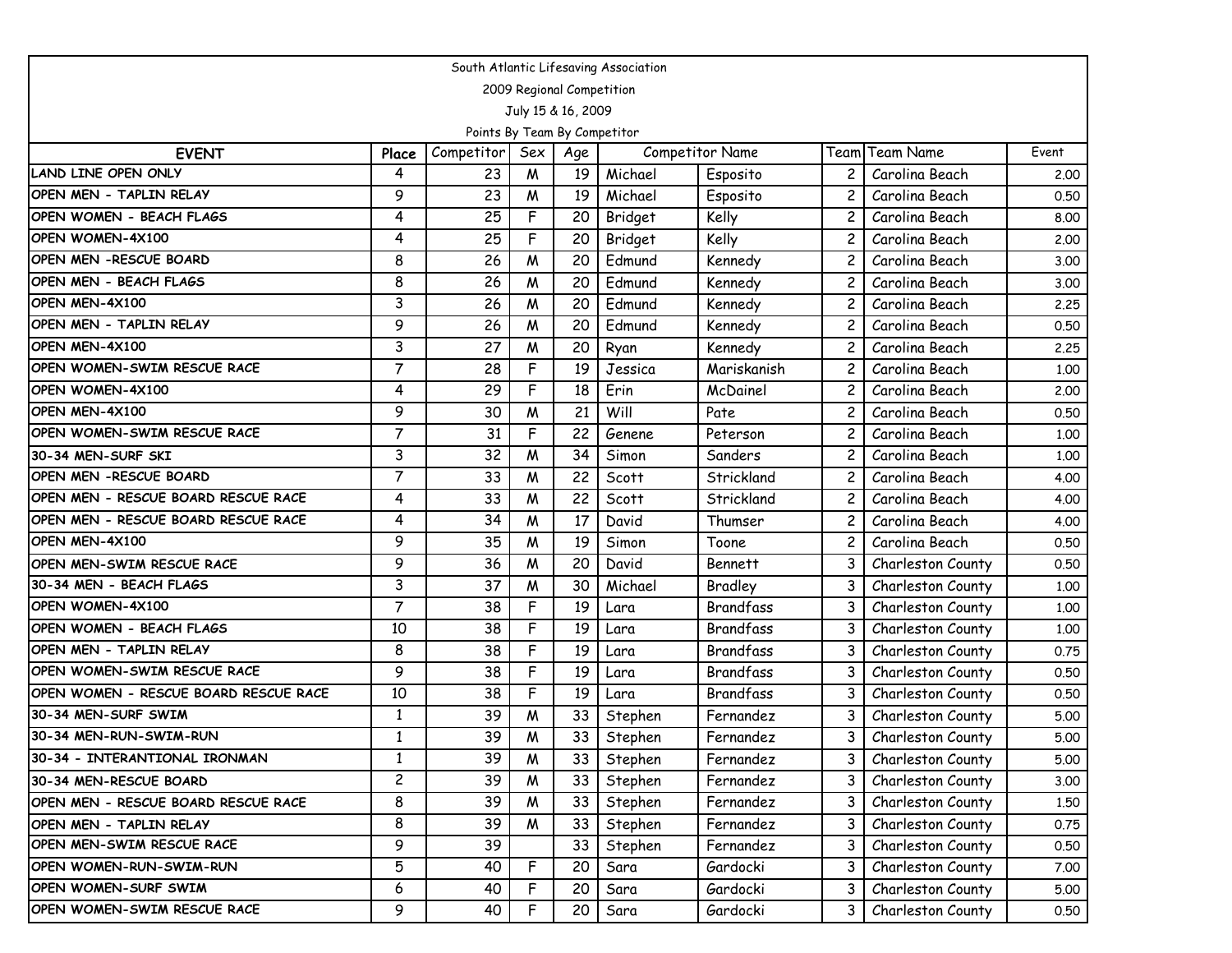South Atlantic Lifesaving Association

2009 Regional Competition

July 15 & 16, 2009

Points By Team By Competitor

| EVENT | Place | Competitor | Sex | Age | Competitor Name | | Team | Team Name | Event |
|---|---|---|---|---|---|---|---|---|---|
| LAND LINE OPEN ONLY | 4 | 23 | M | 19 | Michael | Esposito | 2 | Carolina Beach | 2.00 |
| OPEN MEN - TAPLIN RELAY | 9 | 23 | M | 19 | Michael | Esposito | 2 | Carolina Beach | 0.50 |
| OPEN WOMEN - BEACH FLAGS | 4 | 25 | F | 20 | Bridget | Kelly | 2 | Carolina Beach | 8.00 |
| OPEN WOMEN-4X100 | 4 | 25 | F | 20 | Bridget | Kelly | 2 | Carolina Beach | 2.00 |
| OPEN MEN -RESCUE BOARD | 8 | 26 | M | 20 | Edmund | Kennedy | 2 | Carolina Beach | 3.00 |
| OPEN MEN - BEACH FLAGS | 8 | 26 | M | 20 | Edmund | Kennedy | 2 | Carolina Beach | 3.00 |
| OPEN MEN-4X100 | 3 | 26 | M | 20 | Edmund | Kennedy | 2 | Carolina Beach | 2.25 |
| OPEN MEN - TAPLIN RELAY | 9 | 26 | M | 20 | Edmund | Kennedy | 2 | Carolina Beach | 0.50 |
| OPEN MEN-4X100 | 3 | 27 | M | 20 | Ryan | Kennedy | 2 | Carolina Beach | 2.25 |
| OPEN WOMEN-SWIM RESCUE RACE | 7 | 28 | F | 19 | Jessica | Mariskanish | 2 | Carolina Beach | 1.00 |
| OPEN WOMEN-4X100 | 4 | 29 | F | 18 | Erin | McDainel | 2 | Carolina Beach | 2.00 |
| OPEN MEN-4X100 | 9 | 30 | M | 21 | Will | Pate | 2 | Carolina Beach | 0.50 |
| OPEN WOMEN-SWIM RESCUE RACE | 7 | 31 | F | 22 | Genene | Peterson | 2 | Carolina Beach | 1.00 |
| 30-34 MEN-SURF SKI | 3 | 32 | M | 34 | Simon | Sanders | 2 | Carolina Beach | 1.00 |
| OPEN MEN -RESCUE BOARD | 7 | 33 | M | 22 | Scott | Strickland | 2 | Carolina Beach | 4.00 |
| OPEN MEN - RESCUE BOARD RESCUE RACE | 4 | 33 | M | 22 | Scott | Strickland | 2 | Carolina Beach | 4.00 |
| OPEN MEN - RESCUE BOARD RESCUE RACE | 4 | 34 | M | 17 | David | Thumser | 2 | Carolina Beach | 4.00 |
| OPEN MEN-4X100 | 9 | 35 | M | 19 | Simon | Toone | 2 | Carolina Beach | 0.50 |
| OPEN MEN-SWIM RESCUE RACE | 9 | 36 | M | 20 | David | Bennett | 3 | Charleston County | 0.50 |
| 30-34 MEN - BEACH FLAGS | 3 | 37 | M | 30 | Michael | Bradley | 3 | Charleston County | 1.00 |
| OPEN WOMEN-4X100 | 7 | 38 | F | 19 | Lara | Brandfass | 3 | Charleston County | 1.00 |
| OPEN WOMEN - BEACH FLAGS | 10 | 38 | F | 19 | Lara | Brandfass | 3 | Charleston County | 1.00 |
| OPEN MEN - TAPLIN RELAY | 8 | 38 | F | 19 | Lara | Brandfass | 3 | Charleston County | 0.75 |
| OPEN WOMEN-SWIM RESCUE RACE | 9 | 38 | F | 19 | Lara | Brandfass | 3 | Charleston County | 0.50 |
| OPEN WOMEN - RESCUE BOARD RESCUE RACE | 10 | 38 | F | 19 | Lara | Brandfass | 3 | Charleston County | 0.50 |
| 30-34 MEN-SURF SWIM | 1 | 39 | M | 33 | Stephen | Fernandez | 3 | Charleston County | 5.00 |
| 30-34 MEN-RUN-SWIM-RUN | 1 | 39 | M | 33 | Stephen | Fernandez | 3 | Charleston County | 5.00 |
| 30-34 - INTERANTIONAL IRONMAN | 1 | 39 | M | 33 | Stephen | Fernandez | 3 | Charleston County | 5.00 |
| 30-34 MEN-RESCUE BOARD | 2 | 39 | M | 33 | Stephen | Fernandez | 3 | Charleston County | 3.00 |
| OPEN MEN - RESCUE BOARD RESCUE RACE | 8 | 39 | M | 33 | Stephen | Fernandez | 3 | Charleston County | 1.50 |
| OPEN MEN - TAPLIN RELAY | 8 | 39 | M | 33 | Stephen | Fernandez | 3 | Charleston County | 0.75 |
| OPEN MEN-SWIM RESCUE RACE | 9 | 39 | | 33 | Stephen | Fernandez | 3 | Charleston County | 0.50 |
| OPEN WOMEN-RUN-SWIM-RUN | 5 | 40 | F | 20 | Sara | Gardocki | 3 | Charleston County | 7.00 |
| OPEN WOMEN-SURF SWIM | 6 | 40 | F | 20 | Sara | Gardocki | 3 | Charleston County | 5.00 |
| OPEN WOMEN-SWIM RESCUE RACE | 9 | 40 | F | 20 | Sara | Gardocki | 3 | Charleston County | 0.50 |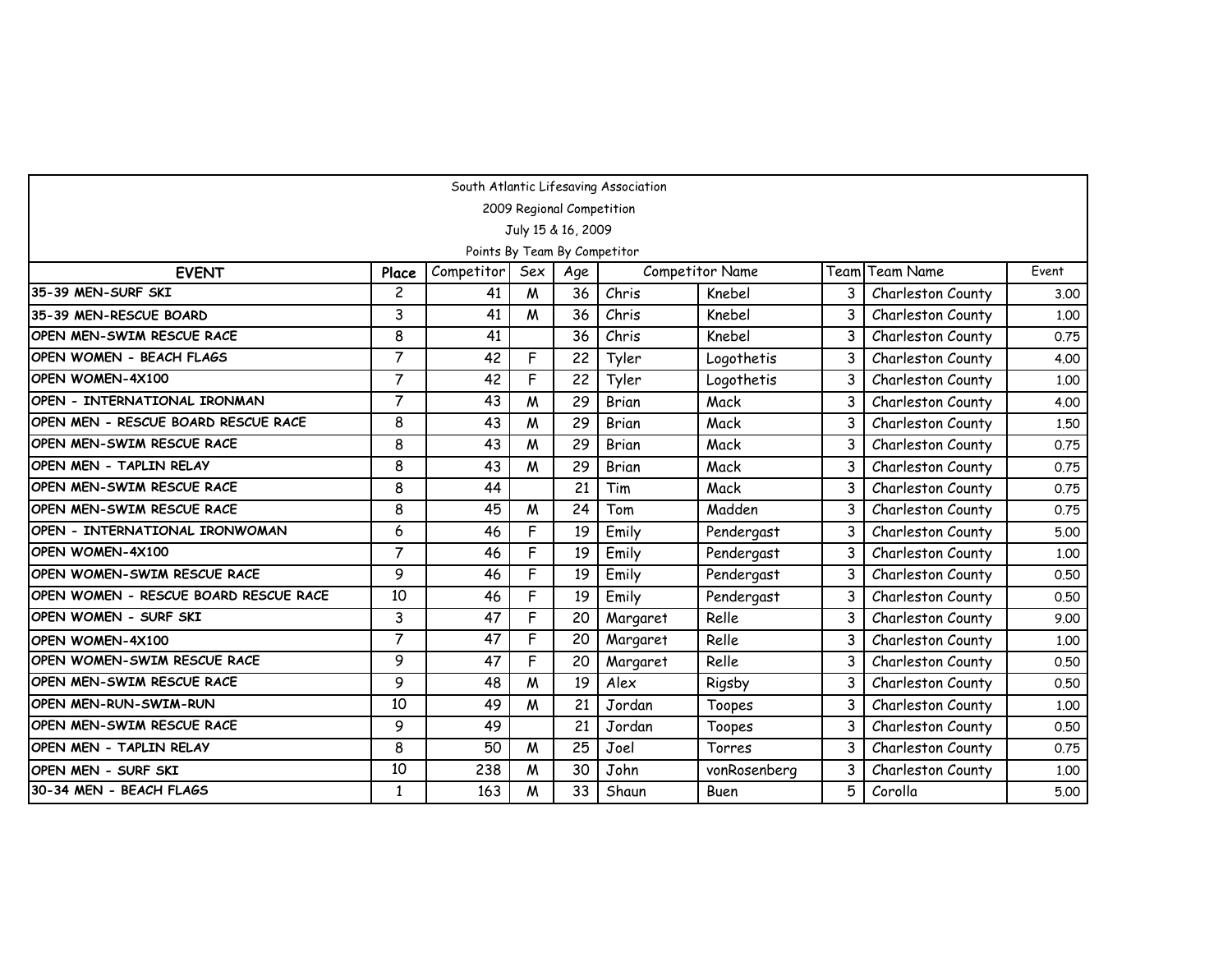South Atlantic Lifesaving Association

2009 Regional Competition

July 15 & 16, 2009

Points By Team By Competitor

| EVENT | Place | Competitor | Sex | Age | Competitor Name | | Team | Team Name | Event |
|---|---|---|---|---|---|---|---|---|---|
| 35-39 MEN-SURF SKI | 2 | 41 | M | 36 | Chris | Knebel | 3 | Charleston County | 3.00 |
| 35-39 MEN-RESCUE BOARD | 3 | 41 | M | 36 | Chris | Knebel | 3 | Charleston County | 1.00 |
| OPEN MEN-SWIM RESCUE RACE | 8 | 41 | | 36 | Chris | Knebel | 3 | Charleston County | 0.75 |
| OPEN WOMEN - BEACH FLAGS | 7 | 42 | F | 22 | Tyler | Logothetis | 3 | Charleston County | 4.00 |
| OPEN WOMEN-4X100 | 7 | 42 | F | 22 | Tyler | Logothetis | 3 | Charleston County | 1.00 |
| OPEN - INTERNATIONAL IRONMAN | 7 | 43 | M | 29 | Brian | Mack | 3 | Charleston County | 4.00 |
| OPEN MEN - RESCUE BOARD RESCUE RACE | 8 | 43 | M | 29 | Brian | Mack | 3 | Charleston County | 1.50 |
| OPEN MEN-SWIM RESCUE RACE | 8 | 43 | M | 29 | Brian | Mack | 3 | Charleston County | 0.75 |
| OPEN MEN - TAPLIN RELAY | 8 | 43 | M | 29 | Brian | Mack | 3 | Charleston County | 0.75 |
| OPEN MEN-SWIM RESCUE RACE | 8 | 44 | | 21 | Tim | Mack | 3 | Charleston County | 0.75 |
| OPEN MEN-SWIM RESCUE RACE | 8 | 45 | M | 24 | Tom | Madden | 3 | Charleston County | 0.75 |
| OPEN - INTERNATIONAL IRONWOMAN | 6 | 46 | F | 19 | Emily | Pendergast | 3 | Charleston County | 5.00 |
| OPEN WOMEN-4X100 | 7 | 46 | F | 19 | Emily | Pendergast | 3 | Charleston County | 1.00 |
| OPEN WOMEN-SWIM RESCUE RACE | 9 | 46 | F | 19 | Emily | Pendergast | 3 | Charleston County | 0.50 |
| OPEN WOMEN - RESCUE BOARD RESCUE RACE | 10 | 46 | F | 19 | Emily | Pendergast | 3 | Charleston County | 0.50 |
| OPEN WOMEN - SURF SKI | 3 | 47 | F | 20 | Margaret | Relle | 3 | Charleston County | 9.00 |
| OPEN WOMEN-4X100 | 7 | 47 | F | 20 | Margaret | Relle | 3 | Charleston County | 1.00 |
| OPEN WOMEN-SWIM RESCUE RACE | 9 | 47 | F | 20 | Margaret | Relle | 3 | Charleston County | 0.50 |
| OPEN MEN-SWIM RESCUE RACE | 9 | 48 | M | 19 | Alex | Rigsby | 3 | Charleston County | 0.50 |
| OPEN MEN-RUN-SWIM-RUN | 10 | 49 | M | 21 | Jordan | Toopes | 3 | Charleston County | 1.00 |
| OPEN MEN-SWIM RESCUE RACE | 9 | 49 | | 21 | Jordan | Toopes | 3 | Charleston County | 0.50 |
| OPEN MEN - TAPLIN RELAY | 8 | 50 | M | 25 | Joel | Torres | 3 | Charleston County | 0.75 |
| OPEN MEN - SURF SKI | 10 | 238 | M | 30 | John | vonRosenberg | 3 | Charleston County | 1.00 |
| 30-34 MEN - BEACH FLAGS | 1 | 163 | M | 33 | Shaun | Buen | 5 | Corolla | 5.00 |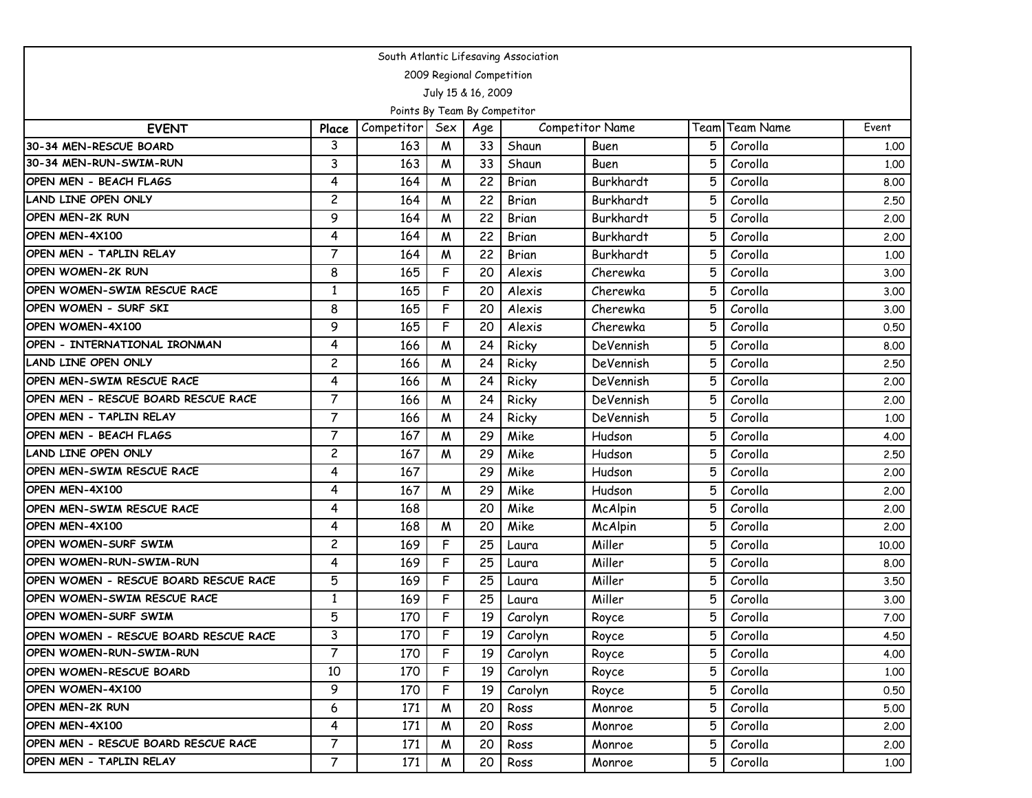South Atlantic Lifesaving Association

2009 Regional Competition

July 15 & 16, 2009

Points By Team By Competitor

| EVENT | Place | Competitor | Sex | Age | Competitor Name | | Team | Team Name | Event |
|---|---|---|---|---|---|---|---|---|---|
| 30-34 MEN-RESCUE BOARD | 3 | 163 | M | 33 | Shaun | Buen | 5 | Corolla | 1.00 |
| 30-34 MEN-RUN-SWIM-RUN | 3 | 163 | M | 33 | Shaun | Buen | 5 | Corolla | 1.00 |
| OPEN MEN - BEACH FLAGS | 4 | 164 | M | 22 | Brian | Burkhardt | 5 | Corolla | 8.00 |
| LAND LINE OPEN ONLY | 2 | 164 | M | 22 | Brian | Burkhardt | 5 | Corolla | 2.50 |
| OPEN MEN-2K RUN | 9 | 164 | M | 22 | Brian | Burkhardt | 5 | Corolla | 2.00 |
| OPEN MEN-4X100 | 4 | 164 | M | 22 | Brian | Burkhardt | 5 | Corolla | 2.00 |
| OPEN MEN - TAPLIN RELAY | 7 | 164 | M | 22 | Brian | Burkhardt | 5 | Corolla | 1.00 |
| OPEN WOMEN-2K RUN | 8 | 165 | F | 20 | Alexis | Cherewka | 5 | Corolla | 3.00 |
| OPEN WOMEN-SWIM RESCUE RACE | 1 | 165 | F | 20 | Alexis | Cherewka | 5 | Corolla | 3.00 |
| OPEN WOMEN - SURF SKI | 8 | 165 | F | 20 | Alexis | Cherewka | 5 | Corolla | 3.00 |
| OPEN WOMEN-4X100 | 9 | 165 | F | 20 | Alexis | Cherewka | 5 | Corolla | 0.50 |
| OPEN - INTERNATIONAL IRONMAN | 4 | 166 | M | 24 | Ricky | DeVennish | 5 | Corolla | 8.00 |
| LAND LINE OPEN ONLY | 2 | 166 | M | 24 | Ricky | DeVennish | 5 | Corolla | 2.50 |
| OPEN MEN-SWIM RESCUE RACE | 4 | 166 | M | 24 | Ricky | DeVennish | 5 | Corolla | 2.00 |
| OPEN MEN - RESCUE BOARD RESCUE RACE | 7 | 166 | M | 24 | Ricky | DeVennish | 5 | Corolla | 2.00 |
| OPEN MEN - TAPLIN RELAY | 7 | 166 | M | 24 | Ricky | DeVennish | 5 | Corolla | 1.00 |
| OPEN MEN - BEACH FLAGS | 7 | 167 | M | 29 | Mike | Hudson | 5 | Corolla | 4.00 |
| LAND LINE OPEN ONLY | 2 | 167 | M | 29 | Mike | Hudson | 5 | Corolla | 2.50 |
| OPEN MEN-SWIM RESCUE RACE | 4 | 167 | | 29 | Mike | Hudson | 5 | Corolla | 2.00 |
| OPEN MEN-4X100 | 4 | 167 | M | 29 | Mike | Hudson | 5 | Corolla | 2.00 |
| OPEN MEN-SWIM RESCUE RACE | 4 | 168 | | 20 | Mike | McAlpin | 5 | Corolla | 2.00 |
| OPEN MEN-4X100 | 4 | 168 | M | 20 | Mike | McAlpin | 5 | Corolla | 2.00 |
| OPEN WOMEN-SURF SWIM | 2 | 169 | F | 25 | Laura | Miller | 5 | Corolla | 10.00 |
| OPEN WOMEN-RUN-SWIM-RUN | 4 | 169 | F | 25 | Laura | Miller | 5 | Corolla | 8.00 |
| OPEN WOMEN - RESCUE BOARD RESCUE RACE | 5 | 169 | F | 25 | Laura | Miller | 5 | Corolla | 3.50 |
| OPEN WOMEN-SWIM RESCUE RACE | 1 | 169 | F | 25 | Laura | Miller | 5 | Corolla | 3.00 |
| OPEN WOMEN-SURF SWIM | 5 | 170 | F | 19 | Carolyn | Royce | 5 | Corolla | 7.00 |
| OPEN WOMEN - RESCUE BOARD RESCUE RACE | 3 | 170 | F | 19 | Carolyn | Royce | 5 | Corolla | 4.50 |
| OPEN WOMEN-RUN-SWIM-RUN | 7 | 170 | F | 19 | Carolyn | Royce | 5 | Corolla | 4.00 |
| OPEN WOMEN-RESCUE BOARD | 10 | 170 | F | 19 | Carolyn | Royce | 5 | Corolla | 1.00 |
| OPEN WOMEN-4X100 | 9 | 170 | F | 19 | Carolyn | Royce | 5 | Corolla | 0.50 |
| OPEN MEN-2K RUN | 6 | 171 | M | 20 | Ross | Monroe | 5 | Corolla | 5.00 |
| OPEN MEN-4X100 | 4 | 171 | M | 20 | Ross | Monroe | 5 | Corolla | 2.00 |
| OPEN MEN - RESCUE BOARD RESCUE RACE | 7 | 171 | M | 20 | Ross | Monroe | 5 | Corolla | 2.00 |
| OPEN MEN - TAPLIN RELAY | 7 | 171 | M | 20 | Ross | Monroe | 5 | Corolla | 1.00 |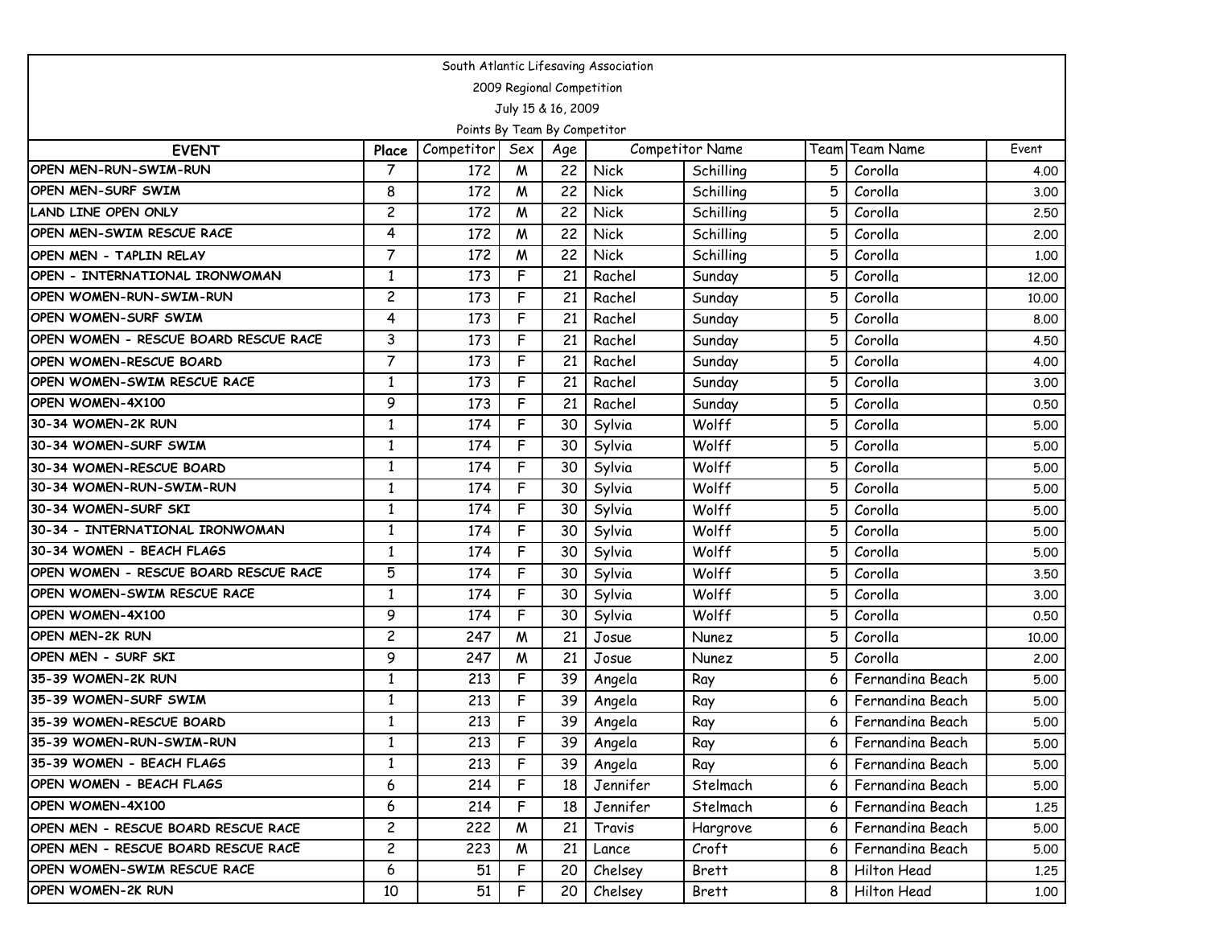South Atlantic Lifesaving Association

2009 Regional Competition

July 15 & 16, 2009

Points By Team By Competitor

| EVENT | Place | Competitor | Sex | Age | Competitor Name | | Team | Team Name | Event |
|---|---|---|---|---|---|---|---|---|---|
| OPEN MEN-RUN-SWIM-RUN | 7 | 172 | M | 22 | Nick | Schilling | 5 | Corolla | 4.00 |
| OPEN MEN-SURF SWIM | 8 | 172 | M | 22 | Nick | Schilling | 5 | Corolla | 3.00 |
| LAND LINE OPEN ONLY | 2 | 172 | M | 22 | Nick | Schilling | 5 | Corolla | 2.50 |
| OPEN MEN-SWIM RESCUE RACE | 4 | 172 | M | 22 | Nick | Schilling | 5 | Corolla | 2.00 |
| OPEN MEN - TAPLIN RELAY | 7 | 172 | M | 22 | Nick | Schilling | 5 | Corolla | 1.00 |
| OPEN - INTERNATIONAL IRONWOMAN | 1 | 173 | F | 21 | Rachel | Sunday | 5 | Corolla | 12.00 |
| OPEN WOMEN-RUN-SWIM-RUN | 2 | 173 | F | 21 | Rachel | Sunday | 5 | Corolla | 10.00 |
| OPEN WOMEN-SURF SWIM | 4 | 173 | F | 21 | Rachel | Sunday | 5 | Corolla | 8.00 |
| OPEN WOMEN - RESCUE BOARD RESCUE RACE | 3 | 173 | F | 21 | Rachel | Sunday | 5 | Corolla | 4.50 |
| OPEN WOMEN-RESCUE BOARD | 7 | 173 | F | 21 | Rachel | Sunday | 5 | Corolla | 4.00 |
| OPEN WOMEN-SWIM RESCUE RACE | 1 | 173 | F | 21 | Rachel | Sunday | 5 | Corolla | 3.00 |
| OPEN WOMEN-4X100 | 9 | 173 | F | 21 | Rachel | Sunday | 5 | Corolla | 0.50 |
| 30-34 WOMEN-2K RUN | 1 | 174 | F | 30 | Sylvia | Wolff | 5 | Corolla | 5.00 |
| 30-34 WOMEN-SURF SWIM | 1 | 174 | F | 30 | Sylvia | Wolff | 5 | Corolla | 5.00 |
| 30-34 WOMEN-RESCUE BOARD | 1 | 174 | F | 30 | Sylvia | Wolff | 5 | Corolla | 5.00 |
| 30-34 WOMEN-RUN-SWIM-RUN | 1 | 174 | F | 30 | Sylvia | Wolff | 5 | Corolla | 5.00 |
| 30-34 WOMEN-SURF SKI | 1 | 174 | F | 30 | Sylvia | Wolff | 5 | Corolla | 5.00 |
| 30-34 - INTERNATIONAL IRONWOMAN | 1 | 174 | F | 30 | Sylvia | Wolff | 5 | Corolla | 5.00 |
| 30-34 WOMEN - BEACH FLAGS | 1 | 174 | F | 30 | Sylvia | Wolff | 5 | Corolla | 5.00 |
| OPEN WOMEN - RESCUE BOARD RESCUE RACE | 5 | 174 | F | 30 | Sylvia | Wolff | 5 | Corolla | 3.50 |
| OPEN WOMEN-SWIM RESCUE RACE | 1 | 174 | F | 30 | Sylvia | Wolff | 5 | Corolla | 3.00 |
| OPEN WOMEN-4X100 | 9 | 174 | F | 30 | Sylvia | Wolff | 5 | Corolla | 0.50 |
| OPEN MEN-2K RUN | 2 | 247 | M | 21 | Josue | Nunez | 5 | Corolla | 10.00 |
| OPEN MEN - SURF SKI | 9 | 247 | M | 21 | Josue | Nunez | 5 | Corolla | 2.00 |
| 35-39 WOMEN-2K RUN | 1 | 213 | F | 39 | Angela | Ray | 6 | Fernandina Beach | 5.00 |
| 35-39 WOMEN-SURF SWIM | 1 | 213 | F | 39 | Angela | Ray | 6 | Fernandina Beach | 5.00 |
| 35-39 WOMEN-RESCUE BOARD | 1 | 213 | F | 39 | Angela | Ray | 6 | Fernandina Beach | 5.00 |
| 35-39 WOMEN-RUN-SWIM-RUN | 1 | 213 | F | 39 | Angela | Ray | 6 | Fernandina Beach | 5.00 |
| 35-39 WOMEN - BEACH FLAGS | 1 | 213 | F | 39 | Angela | Ray | 6 | Fernandina Beach | 5.00 |
| OPEN WOMEN - BEACH FLAGS | 6 | 214 | F | 18 | Jennifer | Stelmach | 6 | Fernandina Beach | 5.00 |
| OPEN WOMEN-4X100 | 6 | 214 | F | 18 | Jennifer | Stelmach | 6 | Fernandina Beach | 1.25 |
| OPEN MEN - RESCUE BOARD RESCUE RACE | 2 | 222 | M | 21 | Travis | Hargrove | 6 | Fernandina Beach | 5.00 |
| OPEN MEN - RESCUE BOARD RESCUE RACE | 2 | 223 | M | 21 | Lance | Croft | 6 | Fernandina Beach | 5.00 |
| OPEN WOMEN-SWIM RESCUE RACE | 6 | 51 | F | 20 | Chelsey | Brett | 8 | Hilton Head | 1.25 |
| OPEN WOMEN-2K RUN | 10 | 51 | F | 20 | Chelsey | Brett | 8 | Hilton Head | 1.00 |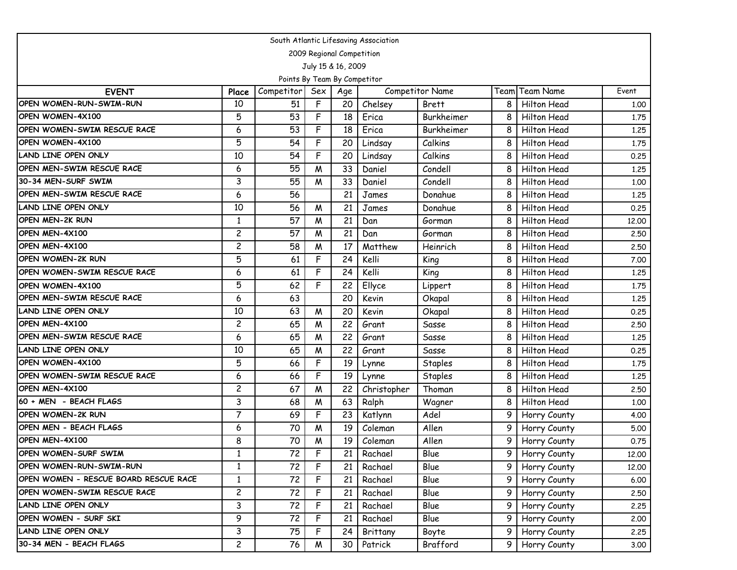South Atlantic Lifesaving Association

2009 Regional Competition

July 15 & 16, 2009

Points By Team By Competitor

| EVENT | Place | Competitor | Sex | Age | Competitor Name | | Team | Team Name | Event |
|---|---|---|---|---|---|---|---|---|---|
| OPEN WOMEN-RUN-SWIM-RUN | 10 | 51 | F | 20 | Chelsey | Brett | 8 | Hilton Head | 1.00 |
| OPEN WOMEN-4X100 | 5 | 53 | F | 18 | Erica | Burkheimer | 8 | Hilton Head | 1.75 |
| OPEN WOMEN-SWIM RESCUE RACE | 6 | 53 | F | 18 | Erica | Burkheimer | 8 | Hilton Head | 1.25 |
| OPEN WOMEN-4X100 | 5 | 54 | F | 20 | Lindsay | Calkins | 8 | Hilton Head | 1.75 |
| LAND LINE OPEN ONLY | 10 | 54 | F | 20 | Lindsay | Calkins | 8 | Hilton Head | 0.25 |
| OPEN MEN-SWIM RESCUE RACE | 6 | 55 | M | 33 | Daniel | Condell | 8 | Hilton Head | 1.25 |
| 30-34 MEN-SURF SWIM | 3 | 55 | M | 33 | Daniel | Condell | 8 | Hilton Head | 1.00 |
| OPEN MEN-SWIM RESCUE RACE | 6 | 56 | | 21 | James | Donahue | 8 | Hilton Head | 1.25 |
| LAND LINE OPEN ONLY | 10 | 56 | M | 21 | James | Donahue | 8 | Hilton Head | 0.25 |
| OPEN MEN-2K RUN | 1 | 57 | M | 21 | Dan | Gorman | 8 | Hilton Head | 12.00 |
| OPEN MEN-4X100 | 2 | 57 | M | 21 | Dan | Gorman | 8 | Hilton Head | 2.50 |
| OPEN MEN-4X100 | 2 | 58 | M | 17 | Matthew | Heinrich | 8 | Hilton Head | 2.50 |
| OPEN WOMEN-2K RUN | 5 | 61 | F | 24 | Kelli | King | 8 | Hilton Head | 7.00 |
| OPEN WOMEN-SWIM RESCUE RACE | 6 | 61 | F | 24 | Kelli | King | 8 | Hilton Head | 1.25 |
| OPEN WOMEN-4X100 | 5 | 62 | F | 22 | Ellyce | Lippert | 8 | Hilton Head | 1.75 |
| OPEN MEN-SWIM RESCUE RACE | 6 | 63 | | 20 | Kevin | Okapal | 8 | Hilton Head | 1.25 |
| LAND LINE OPEN ONLY | 10 | 63 | M | 20 | Kevin | Okapal | 8 | Hilton Head | 0.25 |
| OPEN MEN-4X100 | 2 | 65 | M | 22 | Grant | Sasse | 8 | Hilton Head | 2.50 |
| OPEN MEN-SWIM RESCUE RACE | 6 | 65 | M | 22 | Grant | Sasse | 8 | Hilton Head | 1.25 |
| LAND LINE OPEN ONLY | 10 | 65 | M | 22 | Grant | Sasse | 8 | Hilton Head | 0.25 |
| OPEN WOMEN-4X100 | 5 | 66 | F | 19 | Lynne | Staples | 8 | Hilton Head | 1.75 |
| OPEN WOMEN-SWIM RESCUE RACE | 6 | 66 | F | 19 | Lynne | Staples | 8 | Hilton Head | 1.25 |
| OPEN MEN-4X100 | 2 | 67 | M | 22 | Christopher | Thoman | 8 | Hilton Head | 2.50 |
| 60 + MEN - BEACH FLAGS | 3 | 68 | M | 63 | Ralph | Wagner | 8 | Hilton Head | 1.00 |
| OPEN WOMEN-2K RUN | 7 | 69 | F | 23 | Katlynn | Adel | 9 | Horry County | 4.00 |
| OPEN MEN - BEACH FLAGS | 6 | 70 | M | 19 | Coleman | Allen | 9 | Horry County | 5.00 |
| OPEN MEN-4X100 | 8 | 70 | M | 19 | Coleman | Allen | 9 | Horry County | 0.75 |
| OPEN WOMEN-SURF SWIM | 1 | 72 | F | 21 | Rachael | Blue | 9 | Horry County | 12.00 |
| OPEN WOMEN-RUN-SWIM-RUN | 1 | 72 | F | 21 | Rachael | Blue | 9 | Horry County | 12.00 |
| OPEN WOMEN - RESCUE BOARD RESCUE RACE | 1 | 72 | F | 21 | Rachael | Blue | 9 | Horry County | 6.00 |
| OPEN WOMEN-SWIM RESCUE RACE | 2 | 72 | F | 21 | Rachael | Blue | 9 | Horry County | 2.50 |
| LAND LINE OPEN ONLY | 3 | 72 | F | 21 | Rachael | Blue | 9 | Horry County | 2.25 |
| OPEN WOMEN - SURF SKI | 9 | 72 | F | 21 | Rachael | Blue | 9 | Horry County | 2.00 |
| LAND LINE OPEN ONLY | 3 | 75 | F | 24 | Brittany | Boyte | 9 | Horry County | 2.25 |
| 30-34 MEN - BEACH FLAGS | 2 | 76 | M | 30 | Patrick | Brafford | 9 | Horry County | 3.00 |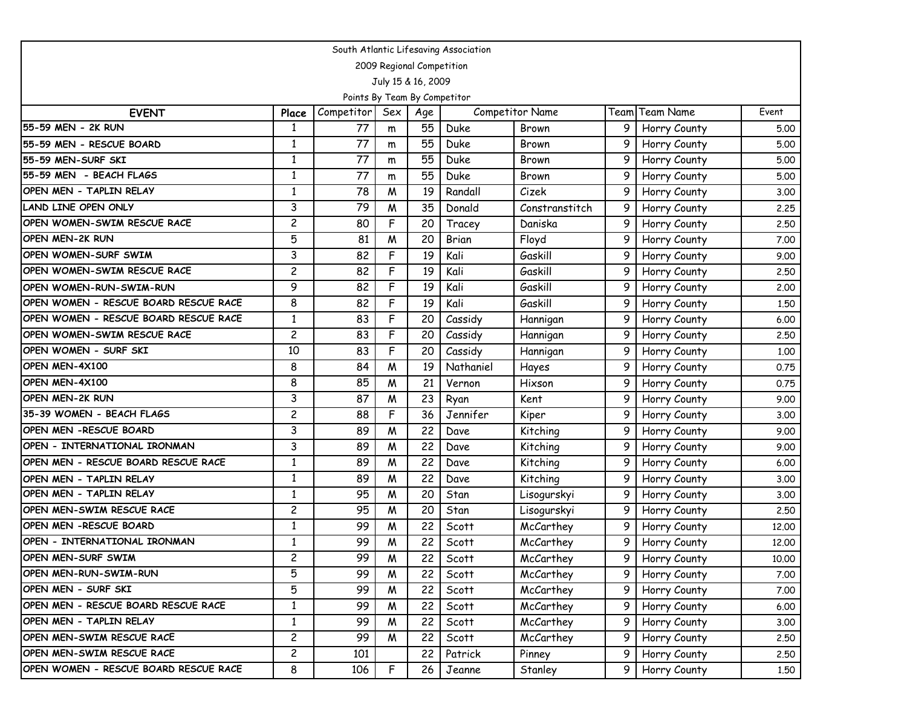South Atlantic Lifesaving Association

2009 Regional Competition

July 15 & 16, 2009

Points By Team By Competitor

| EVENT | Place | Competitor | Sex | Age | Competitor Name | | Team | Team Name | Event |
|---|---|---|---|---|---|---|---|---|---|
| 55-59 MEN - 2K RUN | 1 | 77 | m | 55 | Duke | Brown | 9 | Horry County | 5.00 |
| 55-59 MEN - RESCUE BOARD | 1 | 77 | m | 55 | Duke | Brown | 9 | Horry County | 5.00 |
| 55-59 MEN-SURF SKI | 1 | 77 | m | 55 | Duke | Brown | 9 | Horry County | 5.00 |
| 55-59 MEN - BEACH FLAGS | 1 | 77 | m | 55 | Duke | Brown | 9 | Horry County | 5.00 |
| OPEN MEN - TAPLIN RELAY | 1 | 78 | M | 19 | Randall | Cizek | 9 | Horry County | 3.00 |
| LAND LINE OPEN ONLY | 3 | 79 | M | 35 | Donald | Constranstitch | 9 | Horry County | 2.25 |
| OPEN WOMEN-SWIM RESCUE RACE | 2 | 80 | F | 20 | Tracey | Daniska | 9 | Horry County | 2.50 |
| OPEN MEN-2K RUN | 5 | 81 | M | 20 | Brian | Floyd | 9 | Horry County | 7.00 |
| OPEN WOMEN-SURF SWIM | 3 | 82 | F | 19 | Kali | Gaskill | 9 | Horry County | 9.00 |
| OPEN WOMEN-SWIM RESCUE RACE | 2 | 82 | F | 19 | Kali | Gaskill | 9 | Horry County | 2.50 |
| OPEN WOMEN-RUN-SWIM-RUN | 9 | 82 | F | 19 | Kali | Gaskill | 9 | Horry County | 2.00 |
| OPEN WOMEN - RESCUE BOARD RESCUE RACE | 8 | 82 | F | 19 | Kali | Gaskill | 9 | Horry County | 1.50 |
| OPEN WOMEN - RESCUE BOARD RESCUE RACE | 1 | 83 | F | 20 | Cassidy | Hannigan | 9 | Horry County | 6.00 |
| OPEN WOMEN-SWIM RESCUE RACE | 2 | 83 | F | 20 | Cassidy | Hannigan | 9 | Horry County | 2.50 |
| OPEN WOMEN - SURF SKI | 10 | 83 | F | 20 | Cassidy | Hannigan | 9 | Horry County | 1.00 |
| OPEN MEN-4X100 | 8 | 84 | M | 19 | Nathaniel | Hayes | 9 | Horry County | 0.75 |
| OPEN MEN-4X100 | 8 | 85 | M | 21 | Vernon | Hixson | 9 | Horry County | 0.75 |
| OPEN MEN-2K RUN | 3 | 87 | M | 23 | Ryan | Kent | 9 | Horry County | 9.00 |
| 35-39 WOMEN - BEACH FLAGS | 2 | 88 | F | 36 | Jennifer | Kiper | 9 | Horry County | 3.00 |
| OPEN MEN -RESCUE BOARD | 3 | 89 | M | 22 | Dave | Kitching | 9 | Horry County | 9.00 |
| OPEN - INTERNATIONAL IRONMAN | 3 | 89 | M | 22 | Dave | Kitching | 9 | Horry County | 9.00 |
| OPEN MEN - RESCUE BOARD RESCUE RACE | 1 | 89 | M | 22 | Dave | Kitching | 9 | Horry County | 6.00 |
| OPEN MEN - TAPLIN RELAY | 1 | 89 | M | 22 | Dave | Kitching | 9 | Horry County | 3.00 |
| OPEN MEN - TAPLIN RELAY | 1 | 95 | M | 20 | Stan | Lisogurskyi | 9 | Horry County | 3.00 |
| OPEN MEN-SWIM RESCUE RACE | 2 | 95 | M | 20 | Stan | Lisogurskyi | 9 | Horry County | 2.50 |
| OPEN MEN -RESCUE BOARD | 1 | 99 | M | 22 | Scott | McCarthey | 9 | Horry County | 12.00 |
| OPEN - INTERNATIONAL IRONMAN | 1 | 99 | M | 22 | Scott | McCarthey | 9 | Horry County | 12.00 |
| OPEN MEN-SURF SWIM | 2 | 99 | M | 22 | Scott | McCarthey | 9 | Horry County | 10.00 |
| OPEN MEN-RUN-SWIM-RUN | 5 | 99 | M | 22 | Scott | McCarthey | 9 | Horry County | 7.00 |
| OPEN MEN - SURF SKI | 5 | 99 | M | 22 | Scott | McCarthey | 9 | Horry County | 7.00 |
| OPEN MEN - RESCUE BOARD RESCUE RACE | 1 | 99 | M | 22 | Scott | McCarthey | 9 | Horry County | 6.00 |
| OPEN MEN - TAPLIN RELAY | 1 | 99 | M | 22 | Scott | McCarthey | 9 | Horry County | 3.00 |
| OPEN MEN-SWIM RESCUE RACE | 2 | 99 | M | 22 | Scott | McCarthey | 9 | Horry County | 2.50 |
| OPEN MEN-SWIM RESCUE RACE | 2 | 101 | | 22 | Patrick | Pinney | 9 | Horry County | 2.50 |
| OPEN WOMEN - RESCUE BOARD RESCUE RACE | 8 | 106 | F | 26 | Jeanne | Stanley | 9 | Horry County | 1.50 |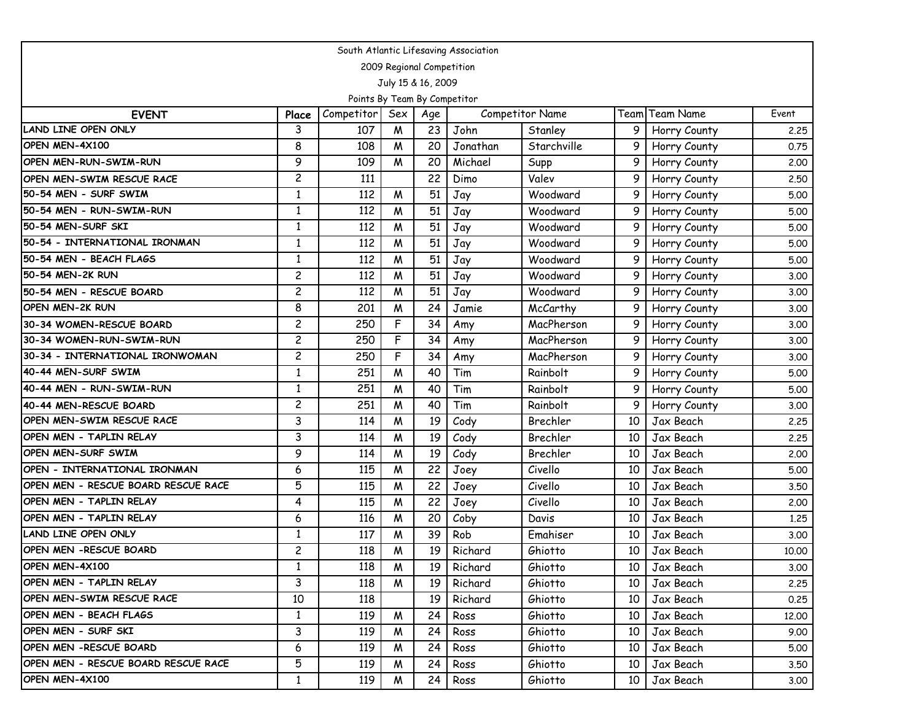South Atlantic Lifesaving Association

2009 Regional Competition

July 15 & 16, 2009

Points By Team By Competitor

| EVENT | Place | Competitor | Sex | Age | Competitor Name | | Team | Team Name | Event |
|---|---|---|---|---|---|---|---|---|---|
| LAND LINE OPEN ONLY | 3 | 107 | M | 23 | John | Stanley | 9 | Horry County | 2.25 |
| OPEN MEN-4X100 | 8 | 108 | M | 20 | Jonathan | Starchville | 9 | Horry County | 0.75 |
| OPEN MEN-RUN-SWIM-RUN | 9 | 109 | M | 20 | Michael | Supp | 9 | Horry County | 2.00 |
| OPEN MEN-SWIM RESCUE RACE | 2 | 111 | | 22 | Dimo | Valev | 9 | Horry County | 2.50 |
| 50-54 MEN - SURF SWIM | 1 | 112 | M | 51 | Jay | Woodward | 9 | Horry County | 5.00 |
| 50-54 MEN - RUN-SWIM-RUN | 1 | 112 | M | 51 | Jay | Woodward | 9 | Horry County | 5.00 |
| 50-54 MEN-SURF SKI | 1 | 112 | M | 51 | Jay | Woodward | 9 | Horry County | 5.00 |
| 50-54 - INTERNATIONAL IRONMAN | 1 | 112 | M | 51 | Jay | Woodward | 9 | Horry County | 5.00 |
| 50-54 MEN - BEACH FLAGS | 1 | 112 | M | 51 | Jay | Woodward | 9 | Horry County | 5.00 |
| 50-54 MEN-2K RUN | 2 | 112 | M | 51 | Jay | Woodward | 9 | Horry County | 3.00 |
| 50-54 MEN - RESCUE BOARD | 2 | 112 | M | 51 | Jay | Woodward | 9 | Horry County | 3.00 |
| OPEN MEN-2K RUN | 8 | 201 | M | 24 | Jamie | McCarthy | 9 | Horry County | 3.00 |
| 30-34 WOMEN-RESCUE BOARD | 2 | 250 | F | 34 | Amy | MacPherson | 9 | Horry County | 3.00 |
| 30-34 WOMEN-RUN-SWIM-RUN | 2 | 250 | F | 34 | Amy | MacPherson | 9 | Horry County | 3.00 |
| 30-34 - INTERNATIONAL IRONWOMAN | 2 | 250 | F | 34 | Amy | MacPherson | 9 | Horry County | 3.00 |
| 40-44 MEN-SURF SWIM | 1 | 251 | M | 40 | Tim | Rainbolt | 9 | Horry County | 5.00 |
| 40-44 MEN - RUN-SWIM-RUN | 1 | 251 | M | 40 | Tim | Rainbolt | 9 | Horry County | 5.00 |
| 40-44 MEN-RESCUE BOARD | 2 | 251 | M | 40 | Tim | Rainbolt | 9 | Horry County | 3.00 |
| OPEN MEN-SWIM RESCUE RACE | 3 | 114 | M | 19 | Cody | Brechler | 10 | Jax Beach | 2.25 |
| OPEN MEN - TAPLIN RELAY | 3 | 114 | M | 19 | Cody | Brechler | 10 | Jax Beach | 2.25 |
| OPEN MEN-SURF SWIM | 9 | 114 | M | 19 | Cody | Brechler | 10 | Jax Beach | 2.00 |
| OPEN - INTERNATIONAL IRONMAN | 6 | 115 | M | 22 | Joey | Civello | 10 | Jax Beach | 5.00 |
| OPEN MEN - RESCUE BOARD RESCUE RACE | 5 | 115 | M | 22 | Joey | Civello | 10 | Jax Beach | 3.50 |
| OPEN MEN - TAPLIN RELAY | 4 | 115 | M | 22 | Joey | Civello | 10 | Jax Beach | 2.00 |
| OPEN MEN - TAPLIN RELAY | 6 | 116 | M | 20 | Coby | Davis | 10 | Jax Beach | 1.25 |
| LAND LINE OPEN ONLY | 1 | 117 | M | 39 | Rob | Emahiser | 10 | Jax Beach | 3.00 |
| OPEN MEN -RESCUE BOARD | 2 | 118 | M | 19 | Richard | Ghiotto | 10 | Jax Beach | 10.00 |
| OPEN MEN-4X100 | 1 | 118 | M | 19 | Richard | Ghiotto | 10 | Jax Beach | 3.00 |
| OPEN MEN - TAPLIN RELAY | 3 | 118 | M | 19 | Richard | Ghiotto | 10 | Jax Beach | 2.25 |
| OPEN MEN-SWIM RESCUE RACE | 10 | 118 | | 19 | Richard | Ghiotto | 10 | Jax Beach | 0.25 |
| OPEN MEN - BEACH FLAGS | 1 | 119 | M | 24 | Ross | Ghiotto | 10 | Jax Beach | 12.00 |
| OPEN MEN - SURF SKI | 3 | 119 | M | 24 | Ross | Ghiotto | 10 | Jax Beach | 9.00 |
| OPEN MEN -RESCUE BOARD | 6 | 119 | M | 24 | Ross | Ghiotto | 10 | Jax Beach | 5.00 |
| OPEN MEN - RESCUE BOARD RESCUE RACE | 5 | 119 | M | 24 | Ross | Ghiotto | 10 | Jax Beach | 3.50 |
| OPEN MEN-4X100 | 1 | 119 | M | 24 | Ross | Ghiotto | 10 | Jax Beach | 3.00 |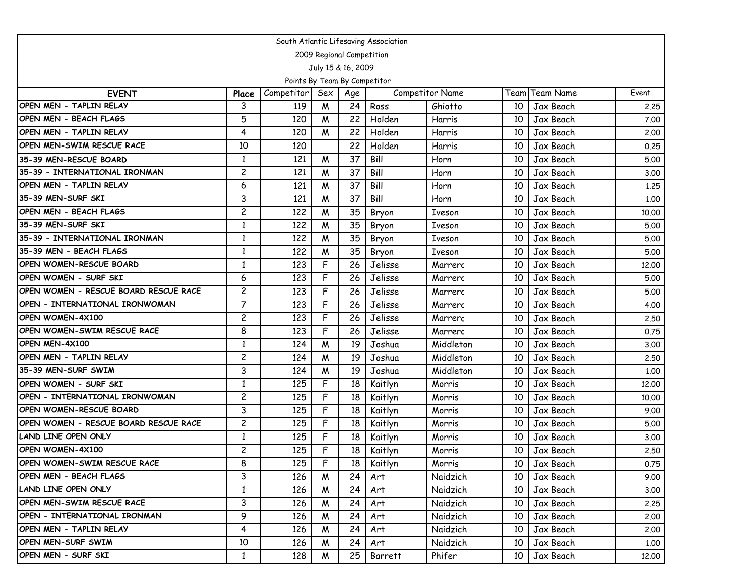South Atlantic Lifesaving Association

2009 Regional Competition

July 15 & 16, 2009

Points By Team By Competitor

| EVENT | Place | Competitor | Sex | Age | Competitor Name | | Team | Team Name | Event |
|---|---|---|---|---|---|---|---|---|---|
| OPEN MEN - TAPLIN RELAY | 3 | 119 | M | 24 | Ross | Ghiotto | 10 | Jax Beach | 2.25 |
| OPEN MEN - BEACH FLAGS | 5 | 120 | M | 22 | Holden | Harris | 10 | Jax Beach | 7.00 |
| OPEN MEN - TAPLIN RELAY | 4 | 120 | M | 22 | Holden | Harris | 10 | Jax Beach | 2.00 |
| OPEN MEN-SWIM RESCUE RACE | 10 | 120 | | 22 | Holden | Harris | 10 | Jax Beach | 0.25 |
| 35-39 MEN-RESCUE BOARD | 1 | 121 | M | 37 | Bill | Horn | 10 | Jax Beach | 5.00 |
| 35-39 - INTERNATIONAL IRONMAN | 2 | 121 | M | 37 | Bill | Horn | 10 | Jax Beach | 3.00 |
| OPEN MEN - TAPLIN RELAY | 6 | 121 | M | 37 | Bill | Horn | 10 | Jax Beach | 1.25 |
| 35-39 MEN-SURF SKI | 3 | 121 | M | 37 | Bill | Horn | 10 | Jax Beach | 1.00 |
| OPEN MEN - BEACH FLAGS | 2 | 122 | M | 35 | Bryon | Iveson | 10 | Jax Beach | 10.00 |
| 35-39 MEN-SURF SKI | 1 | 122 | M | 35 | Bryon | Iveson | 10 | Jax Beach | 5.00 |
| 35-39 - INTERNATIONAL IRONMAN | 1 | 122 | M | 35 | Bryon | Iveson | 10 | Jax Beach | 5.00 |
| 35-39 MEN - BEACH FLAGS | 1 | 122 | M | 35 | Bryon | Iveson | 10 | Jax Beach | 5.00 |
| OPEN WOMEN-RESCUE BOARD | 1 | 123 | F | 26 | Jelisse | Marrerc | 10 | Jax Beach | 12.00 |
| OPEN WOMEN - SURF SKI | 6 | 123 | F | 26 | Jelisse | Marrerc | 10 | Jax Beach | 5.00 |
| OPEN WOMEN - RESCUE BOARD RESCUE RACE | 2 | 123 | F | 26 | Jelisse | Marrerc | 10 | Jax Beach | 5.00 |
| OPEN - INTERNATIONAL IRONWOMAN | 7 | 123 | F | 26 | Jelisse | Marrerc | 10 | Jax Beach | 4.00 |
| OPEN WOMEN-4X100 | 2 | 123 | F | 26 | Jelisse | Marrerc | 10 | Jax Beach | 2.50 |
| OPEN WOMEN-SWIM RESCUE RACE | 8 | 123 | F | 26 | Jelisse | Marrerc | 10 | Jax Beach | 0.75 |
| OPEN MEN-4X100 | 1 | 124 | M | 19 | Joshua | Middleton | 10 | Jax Beach | 3.00 |
| OPEN MEN - TAPLIN RELAY | 2 | 124 | M | 19 | Joshua | Middleton | 10 | Jax Beach | 2.50 |
| 35-39 MEN-SURF SWIM | 3 | 124 | M | 19 | Joshua | Middleton | 10 | Jax Beach | 1.00 |
| OPEN WOMEN - SURF SKI | 1 | 125 | F | 18 | Kaitlyn | Morris | 10 | Jax Beach | 12.00 |
| OPEN - INTERNATIONAL IRONWOMAN | 2 | 125 | F | 18 | Kaitlyn | Morris | 10 | Jax Beach | 10.00 |
| OPEN WOMEN-RESCUE BOARD | 3 | 125 | F | 18 | Kaitlyn | Morris | 10 | Jax Beach | 9.00 |
| OPEN WOMEN - RESCUE BOARD RESCUE RACE | 2 | 125 | F | 18 | Kaitlyn | Morris | 10 | Jax Beach | 5.00 |
| LAND LINE OPEN ONLY | 1 | 125 | F | 18 | Kaitlyn | Morris | 10 | Jax Beach | 3.00 |
| OPEN WOMEN-4X100 | 2 | 125 | F | 18 | Kaitlyn | Morris | 10 | Jax Beach | 2.50 |
| OPEN WOMEN-SWIM RESCUE RACE | 8 | 125 | F | 18 | Kaitlyn | Morris | 10 | Jax Beach | 0.75 |
| OPEN MEN - BEACH FLAGS | 3 | 126 | M | 24 | Art | Naidzich | 10 | Jax Beach | 9.00 |
| LAND LINE OPEN ONLY | 1 | 126 | M | 24 | Art | Naidzich | 10 | Jax Beach | 3.00 |
| OPEN MEN-SWIM RESCUE RACE | 3 | 126 | M | 24 | Art | Naidzich | 10 | Jax Beach | 2.25 |
| OPEN - INTERNATIONAL IRONMAN | 9 | 126 | M | 24 | Art | Naidzich | 10 | Jax Beach | 2.00 |
| OPEN MEN - TAPLIN RELAY | 4 | 126 | M | 24 | Art | Naidzich | 10 | Jax Beach | 2.00 |
| OPEN MEN-SURF SWIM | 10 | 126 | M | 24 | Art | Naidzich | 10 | Jax Beach | 1.00 |
| OPEN MEN - SURF SKI | 1 | 128 | M | 25 | Barrett | Phifer | 10 | Jax Beach | 12.00 |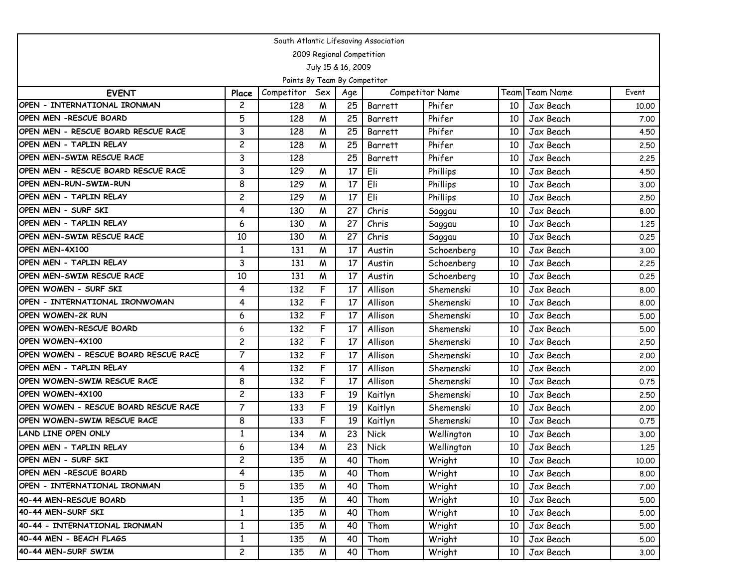South Atlantic Lifesaving Association

2009 Regional Competition

July 15 & 16, 2009

Points By Team By Competitor

| EVENT | Place | Competitor | Sex | Age | Competitor Name | | Team | Team Name | Event |
|---|---|---|---|---|---|---|---|---|---|
| OPEN - INTERNATIONAL IRONMAN | 2 | 128 | M | 25 | Barrett | Phifer | 10 | Jax Beach | 10.00 |
| OPEN MEN -RESCUE BOARD | 5 | 128 | M | 25 | Barrett | Phifer | 10 | Jax Beach | 7.00 |
| OPEN MEN - RESCUE BOARD RESCUE RACE | 3 | 128 | M | 25 | Barrett | Phifer | 10 | Jax Beach | 4.50 |
| OPEN MEN - TAPLIN RELAY | 2 | 128 | M | 25 | Barrett | Phifer | 10 | Jax Beach | 2.50 |
| OPEN MEN-SWIM RESCUE RACE | 3 | 128 | | 25 | Barrett | Phifer | 10 | Jax Beach | 2.25 |
| OPEN MEN - RESCUE BOARD RESCUE RACE | 3 | 129 | M | 17 | Eli | Phillips | 10 | Jax Beach | 4.50 |
| OPEN MEN-RUN-SWIM-RUN | 8 | 129 | M | 17 | Eli | Phillips | 10 | Jax Beach | 3.00 |
| OPEN MEN - TAPLIN RELAY | 2 | 129 | M | 17 | Eli | Phillips | 10 | Jax Beach | 2.50 |
| OPEN MEN - SURF SKI | 4 | 130 | M | 27 | Chris | Saggau | 10 | Jax Beach | 8.00 |
| OPEN MEN - TAPLIN RELAY | 6 | 130 | M | 27 | Chris | Saggau | 10 | Jax Beach | 1.25 |
| OPEN MEN-SWIM RESCUE RACE | 10 | 130 | M | 27 | Chris | Saggau | 10 | Jax Beach | 0.25 |
| OPEN MEN-4X100 | 1 | 131 | M | 17 | Austin | Schoenberg | 10 | Jax Beach | 3.00 |
| OPEN MEN - TAPLIN RELAY | 3 | 131 | M | 17 | Austin | Schoenberg | 10 | Jax Beach | 2.25 |
| OPEN MEN-SWIM RESCUE RACE | 10 | 131 | M | 17 | Austin | Schoenberg | 10 | Jax Beach | 0.25 |
| OPEN WOMEN - SURF SKI | 4 | 132 | F | 17 | Allison | Shemenski | 10 | Jax Beach | 8.00 |
| OPEN - INTERNATIONAL IRONWOMAN | 4 | 132 | F | 17 | Allison | Shemenski | 10 | Jax Beach | 8.00 |
| OPEN WOMEN-2K RUN | 6 | 132 | F | 17 | Allison | Shemenski | 10 | Jax Beach | 5.00 |
| OPEN WOMEN-RESCUE BOARD | 6 | 132 | F | 17 | Allison | Shemenski | 10 | Jax Beach | 5.00 |
| OPEN WOMEN-4X100 | 2 | 132 | F | 17 | Allison | Shemenski | 10 | Jax Beach | 2.50 |
| OPEN WOMEN - RESCUE BOARD RESCUE RACE | 7 | 132 | F | 17 | Allison | Shemenski | 10 | Jax Beach | 2.00 |
| OPEN MEN - TAPLIN RELAY | 4 | 132 | F | 17 | Allison | Shemenski | 10 | Jax Beach | 2.00 |
| OPEN WOMEN-SWIM RESCUE RACE | 8 | 132 | F | 17 | Allison | Shemenski | 10 | Jax Beach | 0.75 |
| OPEN WOMEN-4X100 | 2 | 133 | F | 19 | Kaitlyn | Shemenski | 10 | Jax Beach | 2.50 |
| OPEN WOMEN - RESCUE BOARD RESCUE RACE | 7 | 133 | F | 19 | Kaitlyn | Shemenski | 10 | Jax Beach | 2.00 |
| OPEN WOMEN-SWIM RESCUE RACE | 8 | 133 | F | 19 | Kaitlyn | Shemenski | 10 | Jax Beach | 0.75 |
| LAND LINE OPEN ONLY | 1 | 134 | M | 23 | Nick | Wellington | 10 | Jax Beach | 3.00 |
| OPEN MEN - TAPLIN RELAY | 6 | 134 | M | 23 | Nick | Wellington | 10 | Jax Beach | 1.25 |
| OPEN MEN - SURF SKI | 2 | 135 | M | 40 | Thom | Wright | 10 | Jax Beach | 10.00 |
| OPEN MEN -RESCUE BOARD | 4 | 135 | M | 40 | Thom | Wright | 10 | Jax Beach | 8.00 |
| OPEN - INTERNATIONAL IRONMAN | 5 | 135 | M | 40 | Thom | Wright | 10 | Jax Beach | 7.00 |
| 40-44 MEN-RESCUE BOARD | 1 | 135 | M | 40 | Thom | Wright | 10 | Jax Beach | 5.00 |
| 40-44 MEN-SURF SKI | 1 | 135 | M | 40 | Thom | Wright | 10 | Jax Beach | 5.00 |
| 40-44 - INTERNATIONAL IRONMAN | 1 | 135 | M | 40 | Thom | Wright | 10 | Jax Beach | 5.00 |
| 40-44 MEN - BEACH FLAGS | 1 | 135 | M | 40 | Thom | Wright | 10 | Jax Beach | 5.00 |
| 40-44 MEN-SURF SWIM | 2 | 135 | M | 40 | Thom | Wright | 10 | Jax Beach | 3.00 |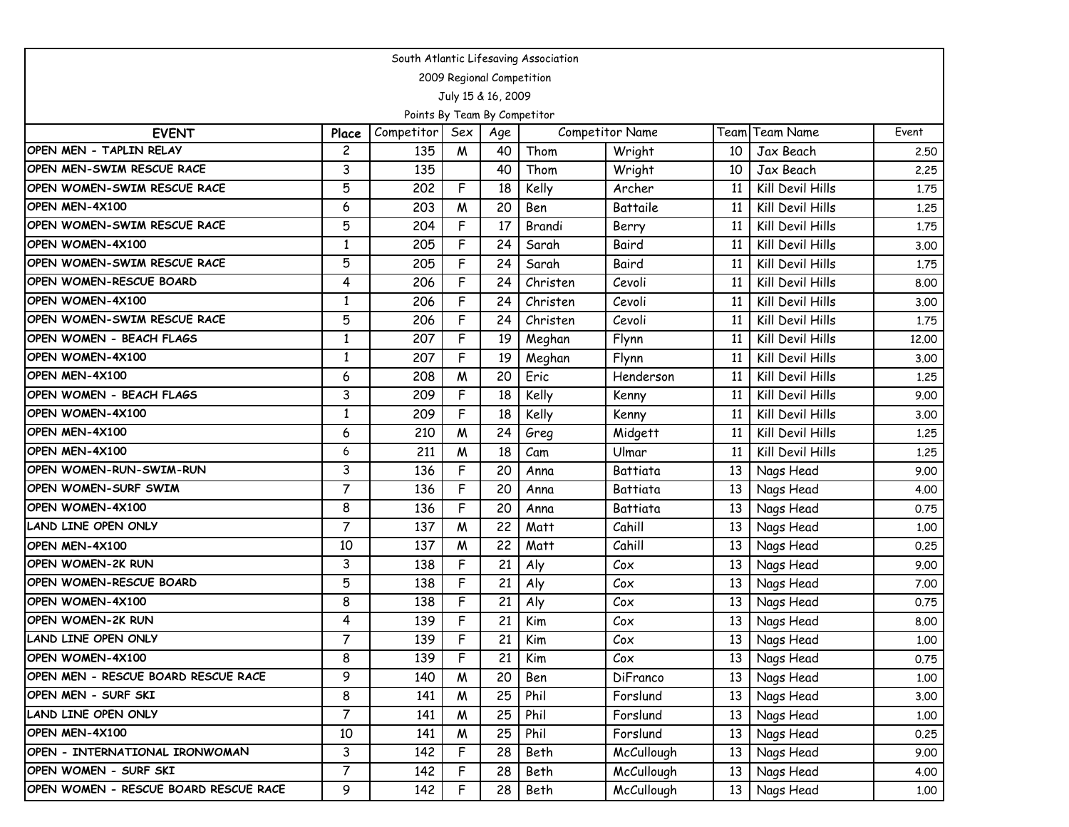South Atlantic Lifesaving Association

2009 Regional Competition

July 15 & 16, 2009

Points By Team By Competitor

| EVENT | Place | Competitor | Sex | Age | Competitor Name | | Team | Team Name | Event |
|---|---|---|---|---|---|---|---|---|---|
| OPEN MEN - TAPLIN RELAY | 2 | 135 | M | 40 | Thom | Wright | 10 | Jax Beach | 2.50 |
| OPEN MEN-SWIM RESCUE RACE | 3 | 135 | | 40 | Thom | Wright | 10 | Jax Beach | 2.25 |
| OPEN WOMEN-SWIM RESCUE RACE | 5 | 202 | F | 18 | Kelly | Archer | 11 | Kill Devil Hills | 1.75 |
| OPEN MEN-4X100 | 6 | 203 | M | 20 | Ben | Battaile | 11 | Kill Devil Hills | 1.25 |
| OPEN WOMEN-SWIM RESCUE RACE | 5 | 204 | F | 17 | Brandi | Berry | 11 | Kill Devil Hills | 1.75 |
| OPEN WOMEN-4X100 | 1 | 205 | F | 24 | Sarah | Baird | 11 | Kill Devil Hills | 3.00 |
| OPEN WOMEN-SWIM RESCUE RACE | 5 | 205 | F | 24 | Sarah | Baird | 11 | Kill Devil Hills | 1.75 |
| OPEN WOMEN-RESCUE BOARD | 4 | 206 | F | 24 | Christen | Cevoli | 11 | Kill Devil Hills | 8.00 |
| OPEN WOMEN-4X100 | 1 | 206 | F | 24 | Christen | Cevoli | 11 | Kill Devil Hills | 3.00 |
| OPEN WOMEN-SWIM RESCUE RACE | 5 | 206 | F | 24 | Christen | Cevoli | 11 | Kill Devil Hills | 1.75 |
| OPEN WOMEN - BEACH FLAGS | 1 | 207 | F | 19 | Meghan | Flynn | 11 | Kill Devil Hills | 12.00 |
| OPEN WOMEN-4X100 | 1 | 207 | F | 19 | Meghan | Flynn | 11 | Kill Devil Hills | 3.00 |
| OPEN MEN-4X100 | 6 | 208 | M | 20 | Eric | Henderson | 11 | Kill Devil Hills | 1.25 |
| OPEN WOMEN - BEACH FLAGS | 3 | 209 | F | 18 | Kelly | Kenny | 11 | Kill Devil Hills | 9.00 |
| OPEN WOMEN-4X100 | 1 | 209 | F | 18 | Kelly | Kenny | 11 | Kill Devil Hills | 3.00 |
| OPEN MEN-4X100 | 6 | 210 | M | 24 | Greg | Midgett | 11 | Kill Devil Hills | 1.25 |
| OPEN MEN-4X100 | 6 | 211 | M | 18 | Cam | Ulmar | 11 | Kill Devil Hills | 1.25 |
| OPEN WOMEN-RUN-SWIM-RUN | 3 | 136 | F | 20 | Anna | Battiata | 13 | Nags Head | 9.00 |
| OPEN WOMEN-SURF SWIM | 7 | 136 | F | 20 | Anna | Battiata | 13 | Nags Head | 4.00 |
| OPEN WOMEN-4X100 | 8 | 136 | F | 20 | Anna | Battiata | 13 | Nags Head | 0.75 |
| LAND LINE OPEN ONLY | 7 | 137 | M | 22 | Matt | Cahill | 13 | Nags Head | 1.00 |
| OPEN MEN-4X100 | 10 | 137 | M | 22 | Matt | Cahill | 13 | Nags Head | 0.25 |
| OPEN WOMEN-2K RUN | 3 | 138 | F | 21 | Aly | Cox | 13 | Nags Head | 9.00 |
| OPEN WOMEN-RESCUE BOARD | 5 | 138 | F | 21 | Aly | Cox | 13 | Nags Head | 7.00 |
| OPEN WOMEN-4X100 | 8 | 138 | F | 21 | Aly | Cox | 13 | Nags Head | 0.75 |
| OPEN WOMEN-2K RUN | 4 | 139 | F | 21 | Kim | Cox | 13 | Nags Head | 8.00 |
| LAND LINE OPEN ONLY | 7 | 139 | F | 21 | Kim | Cox | 13 | Nags Head | 1.00 |
| OPEN WOMEN-4X100 | 8 | 139 | F | 21 | Kim | Cox | 13 | Nags Head | 0.75 |
| OPEN MEN - RESCUE BOARD RESCUE RACE | 9 | 140 | M | 20 | Ben | DiFranco | 13 | Nags Head | 1.00 |
| OPEN MEN - SURF SKI | 8 | 141 | M | 25 | Phil | Forslund | 13 | Nags Head | 3.00 |
| LAND LINE OPEN ONLY | 7 | 141 | M | 25 | Phil | Forslund | 13 | Nags Head | 1.00 |
| OPEN MEN-4X100 | 10 | 141 | M | 25 | Phil | Forslund | 13 | Nags Head | 0.25 |
| OPEN - INTERNATIONAL IRONWOMAN | 3 | 142 | F | 28 | Beth | McCullough | 13 | Nags Head | 9.00 |
| OPEN WOMEN - SURF SKI | 7 | 142 | F | 28 | Beth | McCullough | 13 | Nags Head | 4.00 |
| OPEN WOMEN - RESCUE BOARD RESCUE RACE | 9 | 142 | F | 28 | Beth | McCullough | 13 | Nags Head | 1.00 |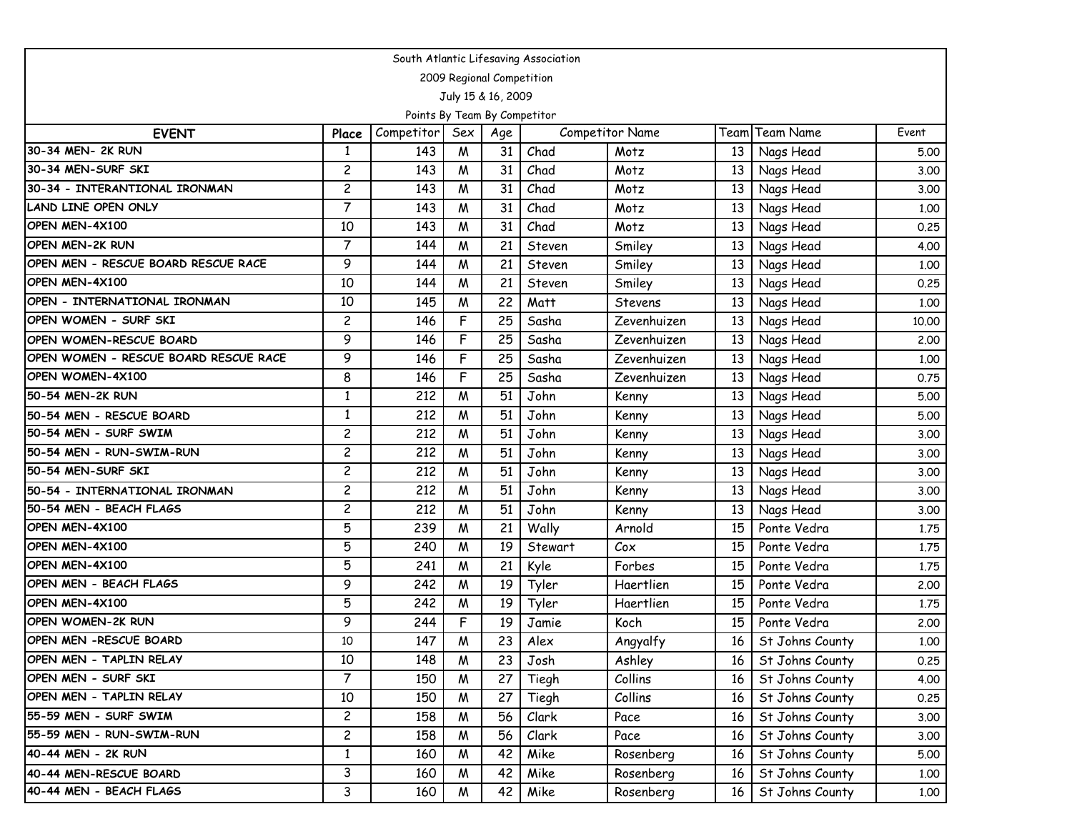South Atlantic Lifesaving Association

2009 Regional Competition

July 15 & 16, 2009

Points By Team By Competitor

| EVENT | Place | Competitor | Sex | Age | Competitor Name | | Team | Team Name | Event |
|---|---|---|---|---|---|---|---|---|---|
| 30-34 MEN- 2K RUN | 1 | 143 | M | 31 | Chad | Motz | 13 | Nags Head | 5.00 |
| 30-34 MEN-SURF SKI | 2 | 143 | M | 31 | Chad | Motz | 13 | Nags Head | 3.00 |
| 30-34 - INTERANTIONAL IRONMAN | 2 | 143 | M | 31 | Chad | Motz | 13 | Nags Head | 3.00 |
| LAND LINE OPEN ONLY | 7 | 143 | M | 31 | Chad | Motz | 13 | Nags Head | 1.00 |
| OPEN MEN-4X100 | 10 | 143 | M | 31 | Chad | Motz | 13 | Nags Head | 0.25 |
| OPEN MEN-2K RUN | 7 | 144 | M | 21 | Steven | Smiley | 13 | Nags Head | 4.00 |
| OPEN MEN - RESCUE BOARD RESCUE RACE | 9 | 144 | M | 21 | Steven | Smiley | 13 | Nags Head | 1.00 |
| OPEN MEN-4X100 | 10 | 144 | M | 21 | Steven | Smiley | 13 | Nags Head | 0.25 |
| OPEN - INTERNATIONAL IRONMAN | 10 | 145 | M | 22 | Matt | Stevens | 13 | Nags Head | 1.00 |
| OPEN WOMEN - SURF SKI | 2 | 146 | F | 25 | Sasha | Zevenhuizen | 13 | Nags Head | 10.00 |
| OPEN WOMEN-RESCUE BOARD | 9 | 146 | F | 25 | Sasha | Zevenhuizen | 13 | Nags Head | 2.00 |
| OPEN WOMEN - RESCUE BOARD RESCUE RACE | 9 | 146 | F | 25 | Sasha | Zevenhuizen | 13 | Nags Head | 1.00 |
| OPEN WOMEN-4X100 | 8 | 146 | F | 25 | Sasha | Zevenhuizen | 13 | Nags Head | 0.75 |
| 50-54 MEN-2K RUN | 1 | 212 | M | 51 | John | Kenny | 13 | Nags Head | 5.00 |
| 50-54 MEN - RESCUE BOARD | 1 | 212 | M | 51 | John | Kenny | 13 | Nags Head | 5.00 |
| 50-54 MEN - SURF SWIM | 2 | 212 | M | 51 | John | Kenny | 13 | Nags Head | 3.00 |
| 50-54 MEN - RUN-SWIM-RUN | 2 | 212 | M | 51 | John | Kenny | 13 | Nags Head | 3.00 |
| 50-54 MEN-SURF SKI | 2 | 212 | M | 51 | John | Kenny | 13 | Nags Head | 3.00 |
| 50-54 - INTERNATIONAL IRONMAN | 2 | 212 | M | 51 | John | Kenny | 13 | Nags Head | 3.00 |
| 50-54 MEN - BEACH FLAGS | 2 | 212 | M | 51 | John | Kenny | 13 | Nags Head | 3.00 |
| OPEN MEN-4X100 | 5 | 239 | M | 21 | Wally | Arnold | 15 | Ponte Vedra | 1.75 |
| OPEN MEN-4X100 | 5 | 240 | M | 19 | Stewart | Cox | 15 | Ponte Vedra | 1.75 |
| OPEN MEN-4X100 | 5 | 241 | M | 21 | Kyle | Forbes | 15 | Ponte Vedra | 1.75 |
| OPEN MEN - BEACH FLAGS | 9 | 242 | M | 19 | Tyler | Haertlien | 15 | Ponte Vedra | 2.00 |
| OPEN MEN-4X100 | 5 | 242 | M | 19 | Tyler | Haertlien | 15 | Ponte Vedra | 1.75 |
| OPEN WOMEN-2K RUN | 9 | 244 | F | 19 | Jamie | Koch | 15 | Ponte Vedra | 2.00 |
| OPEN MEN -RESCUE BOARD | 10 | 147 | M | 23 | Alex | Angyalfy | 16 | St Johns County | 1.00 |
| OPEN MEN - TAPLIN RELAY | 10 | 148 | M | 23 | Josh | Ashley | 16 | St Johns County | 0.25 |
| OPEN MEN - SURF SKI | 7 | 150 | M | 27 | Tiegh | Collins | 16 | St Johns County | 4.00 |
| OPEN MEN - TAPLIN RELAY | 10 | 150 | M | 27 | Tiegh | Collins | 16 | St Johns County | 0.25 |
| 55-59 MEN - SURF SWIM | 2 | 158 | M | 56 | Clark | Pace | 16 | St Johns County | 3.00 |
| 55-59 MEN - RUN-SWIM-RUN | 2 | 158 | M | 56 | Clark | Pace | 16 | St Johns County | 3.00 |
| 40-44 MEN - 2K RUN | 1 | 160 | M | 42 | Mike | Rosenberg | 16 | St Johns County | 5.00 |
| 40-44 MEN-RESCUE BOARD | 3 | 160 | M | 42 | Mike | Rosenberg | 16 | St Johns County | 1.00 |
| 40-44 MEN - BEACH FLAGS | 3 | 160 | M | 42 | Mike | Rosenberg | 16 | St Johns County | 1.00 |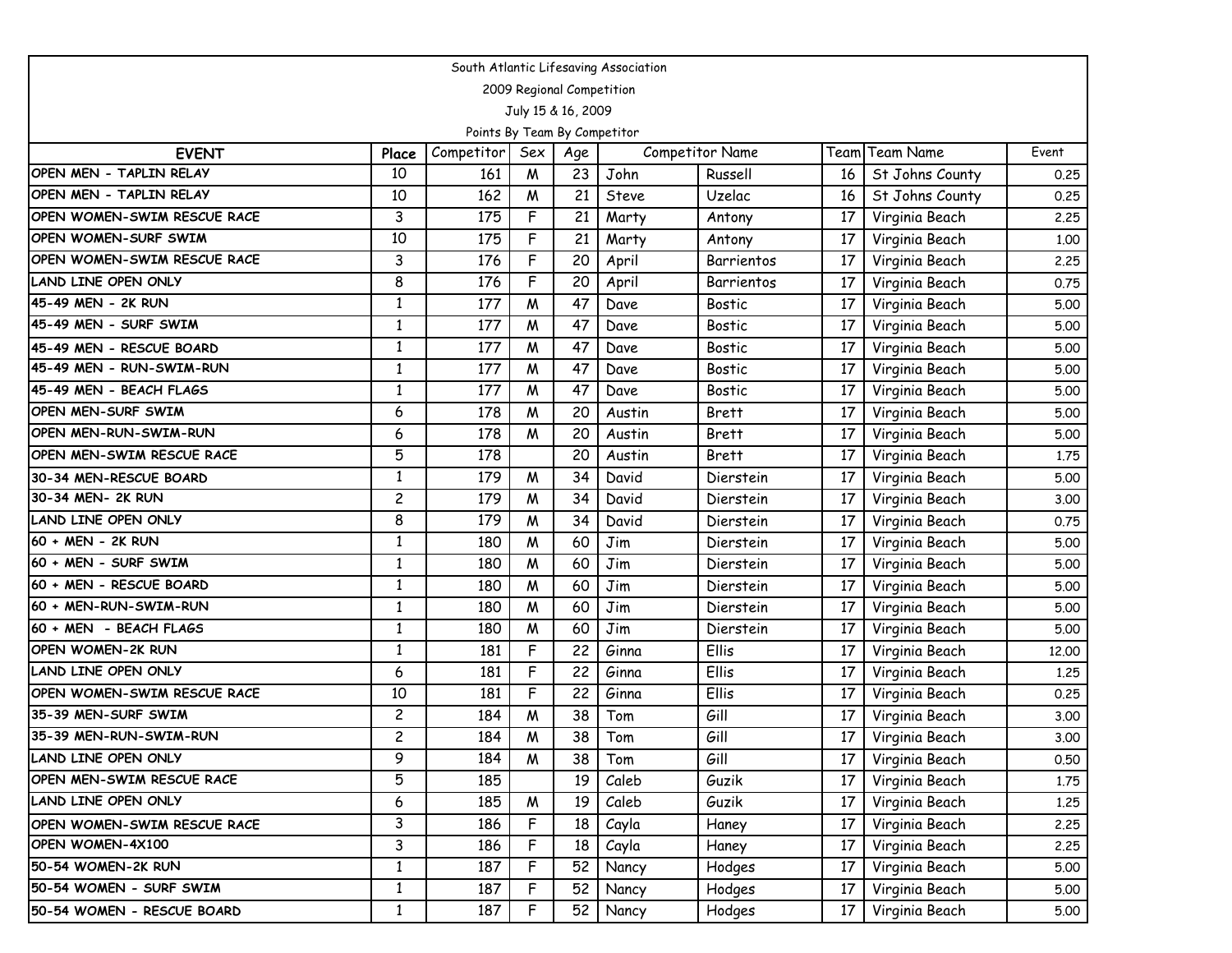South Atlantic Lifesaving Association

2009 Regional Competition

July 15 & 16, 2009

Points By Team By Competitor

| EVENT | Place | Competitor | Sex | Age | Competitor Name | | Team | Team Name | Event |
|---|---|---|---|---|---|---|---|---|---|
| OPEN MEN - TAPLIN RELAY | 10 | 161 | M | 23 | John | Russell | 16 | St Johns County | 0.25 |
| OPEN MEN - TAPLIN RELAY | 10 | 162 | M | 21 | Steve | Uzelac | 16 | St Johns County | 0.25 |
| OPEN WOMEN-SWIM RESCUE RACE | 3 | 175 | F | 21 | Marty | Antony | 17 | Virginia Beach | 2.25 |
| OPEN WOMEN-SURF SWIM | 10 | 175 | F | 21 | Marty | Antony | 17 | Virginia Beach | 1.00 |
| OPEN WOMEN-SWIM RESCUE RACE | 3 | 176 | F | 20 | April | Barrientos | 17 | Virginia Beach | 2.25 |
| LAND LINE OPEN ONLY | 8 | 176 | F | 20 | April | Barrientos | 17 | Virginia Beach | 0.75 |
| 45-49 MEN - 2K RUN | 1 | 177 | M | 47 | Dave | Bostic | 17 | Virginia Beach | 5.00 |
| 45-49 MEN - SURF SWIM | 1 | 177 | M | 47 | Dave | Bostic | 17 | Virginia Beach | 5.00 |
| 45-49 MEN - RESCUE BOARD | 1 | 177 | M | 47 | Dave | Bostic | 17 | Virginia Beach | 5.00 |
| 45-49 MEN - RUN-SWIM-RUN | 1 | 177 | M | 47 | Dave | Bostic | 17 | Virginia Beach | 5.00 |
| 45-49 MEN - BEACH FLAGS | 1 | 177 | M | 47 | Dave | Bostic | 17 | Virginia Beach | 5.00 |
| OPEN MEN-SURF SWIM | 6 | 178 | M | 20 | Austin | Brett | 17 | Virginia Beach | 5.00 |
| OPEN MEN-RUN-SWIM-RUN | 6 | 178 | M | 20 | Austin | Brett | 17 | Virginia Beach | 5.00 |
| OPEN MEN-SWIM RESCUE RACE | 5 | 178 | | 20 | Austin | Brett | 17 | Virginia Beach | 1.75 |
| 30-34 MEN-RESCUE BOARD | 1 | 179 | M | 34 | David | Dierstein | 17 | Virginia Beach | 5.00 |
| 30-34 MEN- 2K RUN | 2 | 179 | M | 34 | David | Dierstein | 17 | Virginia Beach | 3.00 |
| LAND LINE OPEN ONLY | 8 | 179 | M | 34 | David | Dierstein | 17 | Virginia Beach | 0.75 |
| 60 + MEN - 2K RUN | 1 | 180 | M | 60 | Jim | Dierstein | 17 | Virginia Beach | 5.00 |
| 60 + MEN - SURF SWIM | 1 | 180 | M | 60 | Jim | Dierstein | 17 | Virginia Beach | 5.00 |
| 60 + MEN - RESCUE BOARD | 1 | 180 | M | 60 | Jim | Dierstein | 17 | Virginia Beach | 5.00 |
| 60 + MEN-RUN-SWIM-RUN | 1 | 180 | M | 60 | Jim | Dierstein | 17 | Virginia Beach | 5.00 |
| 60 + MEN - BEACH FLAGS | 1 | 180 | M | 60 | Jim | Dierstein | 17 | Virginia Beach | 5.00 |
| OPEN WOMEN-2K RUN | 1 | 181 | F | 22 | Ginna | Ellis | 17 | Virginia Beach | 12.00 |
| LAND LINE OPEN ONLY | 6 | 181 | F | 22 | Ginna | Ellis | 17 | Virginia Beach | 1.25 |
| OPEN WOMEN-SWIM RESCUE RACE | 10 | 181 | F | 22 | Ginna | Ellis | 17 | Virginia Beach | 0.25 |
| 35-39 MEN-SURF SWIM | 2 | 184 | M | 38 | Tom | Gill | 17 | Virginia Beach | 3.00 |
| 35-39 MEN-RUN-SWIM-RUN | 2 | 184 | M | 38 | Tom | Gill | 17 | Virginia Beach | 3.00 |
| LAND LINE OPEN ONLY | 9 | 184 | M | 38 | Tom | Gill | 17 | Virginia Beach | 0.50 |
| OPEN MEN-SWIM RESCUE RACE | 5 | 185 | | 19 | Caleb | Guzik | 17 | Virginia Beach | 1.75 |
| LAND LINE OPEN ONLY | 6 | 185 | M | 19 | Caleb | Guzik | 17 | Virginia Beach | 1.25 |
| OPEN WOMEN-SWIM RESCUE RACE | 3 | 186 | F | 18 | Cayla | Haney | 17 | Virginia Beach | 2.25 |
| OPEN WOMEN-4X100 | 3 | 186 | F | 18 | Cayla | Haney | 17 | Virginia Beach | 2.25 |
| 50-54 WOMEN-2K RUN | 1 | 187 | F | 52 | Nancy | Hodges | 17 | Virginia Beach | 5.00 |
| 50-54 WOMEN - SURF SWIM | 1 | 187 | F | 52 | Nancy | Hodges | 17 | Virginia Beach | 5.00 |
| 50-54 WOMEN - RESCUE BOARD | 1 | 187 | F | 52 | Nancy | Hodges | 17 | Virginia Beach | 5.00 |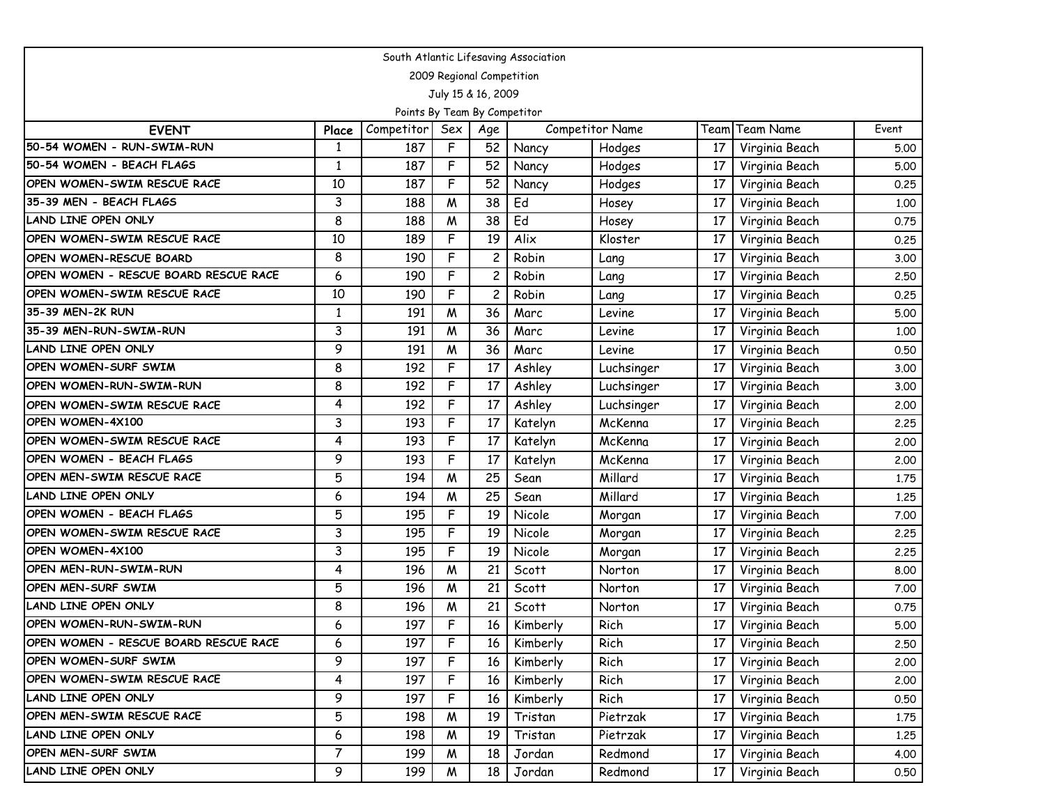South Atlantic Lifesaving Association

2009 Regional Competition

July 15 & 16, 2009

Points By Team By Competitor

| EVENT | Place | Competitor | Sex | Age | Competitor Name | | Team | Team Name | Event |
|---|---|---|---|---|---|---|---|---|---|
| 50-54 WOMEN - RUN-SWIM-RUN | 1 | 187 | F | 52 | Nancy | Hodges | 17 | Virginia Beach | 5.00 |
| 50-54 WOMEN - BEACH FLAGS | 1 | 187 | F | 52 | Nancy | Hodges | 17 | Virginia Beach | 5.00 |
| OPEN WOMEN-SWIM RESCUE RACE | 10 | 187 | F | 52 | Nancy | Hodges | 17 | Virginia Beach | 0.25 |
| 35-39 MEN - BEACH FLAGS | 3 | 188 | M | 38 | Ed | Hosey | 17 | Virginia Beach | 1.00 |
| LAND LINE OPEN ONLY | 8 | 188 | M | 38 | Ed | Hosey | 17 | Virginia Beach | 0.75 |
| OPEN WOMEN-SWIM RESCUE RACE | 10 | 189 | F | 19 | Alix | Kloster | 17 | Virginia Beach | 0.25 |
| OPEN WOMEN-RESCUE BOARD | 8 | 190 | F | 2 | Robin | Lang | 17 | Virginia Beach | 3.00 |
| OPEN WOMEN - RESCUE BOARD RESCUE RACE | 6 | 190 | F | 2 | Robin | Lang | 17 | Virginia Beach | 2.50 |
| OPEN WOMEN-SWIM RESCUE RACE | 10 | 190 | F | 2 | Robin | Lang | 17 | Virginia Beach | 0.25 |
| 35-39 MEN-2K RUN | 1 | 191 | M | 36 | Marc | Levine | 17 | Virginia Beach | 5.00 |
| 35-39 MEN-RUN-SWIM-RUN | 3 | 191 | M | 36 | Marc | Levine | 17 | Virginia Beach | 1.00 |
| LAND LINE OPEN ONLY | 9 | 191 | M | 36 | Marc | Levine | 17 | Virginia Beach | 0.50 |
| OPEN WOMEN-SURF SWIM | 8 | 192 | F | 17 | Ashley | Luchsinger | 17 | Virginia Beach | 3.00 |
| OPEN WOMEN-RUN-SWIM-RUN | 8 | 192 | F | 17 | Ashley | Luchsinger | 17 | Virginia Beach | 3.00 |
| OPEN WOMEN-SWIM RESCUE RACE | 4 | 192 | F | 17 | Ashley | Luchsinger | 17 | Virginia Beach | 2.00 |
| OPEN WOMEN-4X100 | 3 | 193 | F | 17 | Katelyn | McKenna | 17 | Virginia Beach | 2.25 |
| OPEN WOMEN-SWIM RESCUE RACE | 4 | 193 | F | 17 | Katelyn | McKenna | 17 | Virginia Beach | 2.00 |
| OPEN WOMEN - BEACH FLAGS | 9 | 193 | F | 17 | Katelyn | McKenna | 17 | Virginia Beach | 2.00 |
| OPEN MEN-SWIM RESCUE RACE | 5 | 194 | M | 25 | Sean | Millard | 17 | Virginia Beach | 1.75 |
| LAND LINE OPEN ONLY | 6 | 194 | M | 25 | Sean | Millard | 17 | Virginia Beach | 1.25 |
| OPEN WOMEN - BEACH FLAGS | 5 | 195 | F | 19 | Nicole | Morgan | 17 | Virginia Beach | 7.00 |
| OPEN WOMEN-SWIM RESCUE RACE | 3 | 195 | F | 19 | Nicole | Morgan | 17 | Virginia Beach | 2.25 |
| OPEN WOMEN-4X100 | 3 | 195 | F | 19 | Nicole | Morgan | 17 | Virginia Beach | 2.25 |
| OPEN MEN-RUN-SWIM-RUN | 4 | 196 | M | 21 | Scott | Norton | 17 | Virginia Beach | 8.00 |
| OPEN MEN-SURF SWIM | 5 | 196 | M | 21 | Scott | Norton | 17 | Virginia Beach | 7.00 |
| LAND LINE OPEN ONLY | 8 | 196 | M | 21 | Scott | Norton | 17 | Virginia Beach | 0.75 |
| OPEN WOMEN-RUN-SWIM-RUN | 6 | 197 | F | 16 | Kimberly | Rich | 17 | Virginia Beach | 5.00 |
| OPEN WOMEN - RESCUE BOARD RESCUE RACE | 6 | 197 | F | 16 | Kimberly | Rich | 17 | Virginia Beach | 2.50 |
| OPEN WOMEN-SURF SWIM | 9 | 197 | F | 16 | Kimberly | Rich | 17 | Virginia Beach | 2.00 |
| OPEN WOMEN-SWIM RESCUE RACE | 4 | 197 | F | 16 | Kimberly | Rich | 17 | Virginia Beach | 2.00 |
| LAND LINE OPEN ONLY | 9 | 197 | F | 16 | Kimberly | Rich | 17 | Virginia Beach | 0.50 |
| OPEN MEN-SWIM RESCUE RACE | 5 | 198 | M | 19 | Tristan | Pietrzak | 17 | Virginia Beach | 1.75 |
| LAND LINE OPEN ONLY | 6 | 198 | M | 19 | Tristan | Pietrzak | 17 | Virginia Beach | 1.25 |
| OPEN MEN-SURF SWIM | 7 | 199 | M | 18 | Jordan | Redmond | 17 | Virginia Beach | 4.00 |
| LAND LINE OPEN ONLY | 9 | 199 | M | 18 | Jordan | Redmond | 17 | Virginia Beach | 0.50 |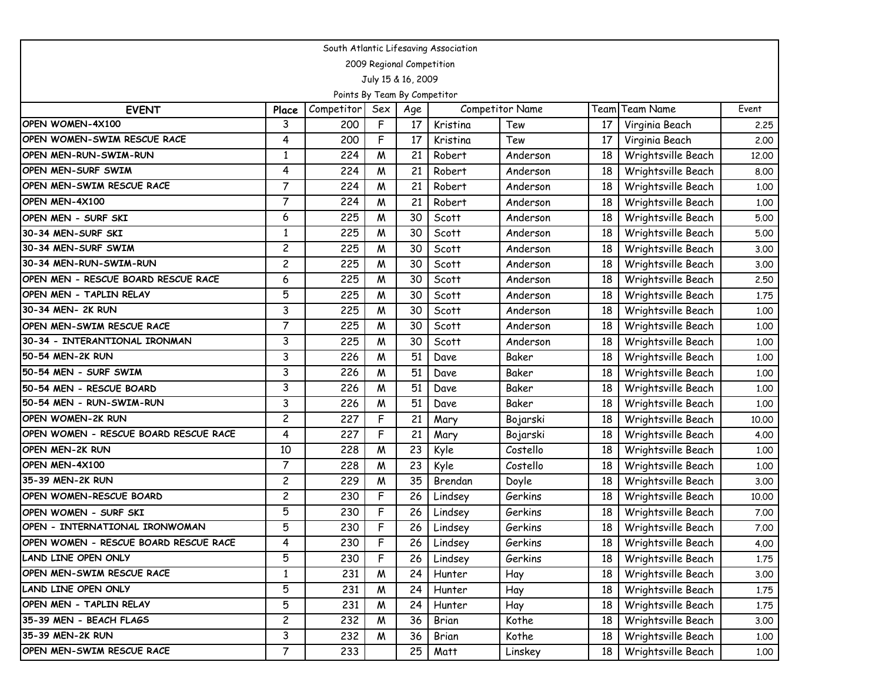South Atlantic Lifesaving Association

2009 Regional Competition

July 15 & 16, 2009

Points By Team By Competitor

| EVENT | Place | Competitor | Sex | Age | Competitor Name | | Team | Team Name | Event |
|---|---|---|---|---|---|---|---|---|---|
| OPEN WOMEN-4X100 | 3 | 200 | F | 17 | Kristina | Tew | 17 | Virginia Beach | 2.25 |
| OPEN WOMEN-SWIM RESCUE RACE | 4 | 200 | F | 17 | Kristina | Tew | 17 | Virginia Beach | 2.00 |
| OPEN MEN-RUN-SWIM-RUN | 1 | 224 | M | 21 | Robert | Anderson | 18 | Wrightsville Beach | 12.00 |
| OPEN MEN-SURF SWIM | 4 | 224 | M | 21 | Robert | Anderson | 18 | Wrightsville Beach | 8.00 |
| OPEN MEN-SWIM RESCUE RACE | 7 | 224 | M | 21 | Robert | Anderson | 18 | Wrightsville Beach | 1.00 |
| OPEN MEN-4X100 | 7 | 224 | M | 21 | Robert | Anderson | 18 | Wrightsville Beach | 1.00 |
| OPEN MEN - SURF SKI | 6 | 225 | M | 30 | Scott | Anderson | 18 | Wrightsville Beach | 5.00 |
| 30-34 MEN-SURF SKI | 1 | 225 | M | 30 | Scott | Anderson | 18 | Wrightsville Beach | 5.00 |
| 30-34 MEN-SURF SWIM | 2 | 225 | M | 30 | Scott | Anderson | 18 | Wrightsville Beach | 3.00 |
| 30-34 MEN-RUN-SWIM-RUN | 2 | 225 | M | 30 | Scott | Anderson | 18 | Wrightsville Beach | 3.00 |
| OPEN MEN - RESCUE BOARD RESCUE RACE | 6 | 225 | M | 30 | Scott | Anderson | 18 | Wrightsville Beach | 2.50 |
| OPEN MEN - TAPLIN RELAY | 5 | 225 | M | 30 | Scott | Anderson | 18 | Wrightsville Beach | 1.75 |
| 30-34 MEN- 2K RUN | 3 | 225 | M | 30 | Scott | Anderson | 18 | Wrightsville Beach | 1.00 |
| OPEN MEN-SWIM RESCUE RACE | 7 | 225 | M | 30 | Scott | Anderson | 18 | Wrightsville Beach | 1.00 |
| 30-34 - INTERANTIONAL IRONMAN | 3 | 225 | M | 30 | Scott | Anderson | 18 | Wrightsville Beach | 1.00 |
| 50-54 MEN-2K RUN | 3 | 226 | M | 51 | Dave | Baker | 18 | Wrightsville Beach | 1.00 |
| 50-54 MEN - SURF SWIM | 3 | 226 | M | 51 | Dave | Baker | 18 | Wrightsville Beach | 1.00 |
| 50-54 MEN - RESCUE BOARD | 3 | 226 | M | 51 | Dave | Baker | 18 | Wrightsville Beach | 1.00 |
| 50-54 MEN - RUN-SWIM-RUN | 3 | 226 | M | 51 | Dave | Baker | 18 | Wrightsville Beach | 1.00 |
| OPEN WOMEN-2K RUN | 2 | 227 | F | 21 | Mary | Bojarski | 18 | Wrightsville Beach | 10.00 |
| OPEN WOMEN - RESCUE BOARD RESCUE RACE | 4 | 227 | F | 21 | Mary | Bojarski | 18 | Wrightsville Beach | 4.00 |
| OPEN MEN-2K RUN | 10 | 228 | M | 23 | Kyle | Costello | 18 | Wrightsville Beach | 1.00 |
| OPEN MEN-4X100 | 7 | 228 | M | 23 | Kyle | Costello | 18 | Wrightsville Beach | 1.00 |
| 35-39 MEN-2K RUN | 2 | 229 | M | 35 | Brendan | Doyle | 18 | Wrightsville Beach | 3.00 |
| OPEN WOMEN-RESCUE BOARD | 2 | 230 | F | 26 | Lindsey | Gerkins | 18 | Wrightsville Beach | 10.00 |
| OPEN WOMEN - SURF SKI | 5 | 230 | F | 26 | Lindsey | Gerkins | 18 | Wrightsville Beach | 7.00 |
| OPEN - INTERNATIONAL IRONWOMAN | 5 | 230 | F | 26 | Lindsey | Gerkins | 18 | Wrightsville Beach | 7.00 |
| OPEN WOMEN - RESCUE BOARD RESCUE RACE | 4 | 230 | F | 26 | Lindsey | Gerkins | 18 | Wrightsville Beach | 4.00 |
| LAND LINE OPEN ONLY | 5 | 230 | F | 26 | Lindsey | Gerkins | 18 | Wrightsville Beach | 1.75 |
| OPEN MEN-SWIM RESCUE RACE | 1 | 231 | M | 24 | Hunter | Hay | 18 | Wrightsville Beach | 3.00 |
| LAND LINE OPEN ONLY | 5 | 231 | M | 24 | Hunter | Hay | 18 | Wrightsville Beach | 1.75 |
| OPEN MEN - TAPLIN RELAY | 5 | 231 | M | 24 | Hunter | Hay | 18 | Wrightsville Beach | 1.75 |
| 35-39 MEN - BEACH FLAGS | 2 | 232 | M | 36 | Brian | Kothe | 18 | Wrightsville Beach | 3.00 |
| 35-39 MEN-2K RUN | 3 | 232 | M | 36 | Brian | Kothe | 18 | Wrightsville Beach | 1.00 |
| OPEN MEN-SWIM RESCUE RACE | 7 | 233 | | 25 | Matt | Linskey | 18 | Wrightsville Beach | 1.00 |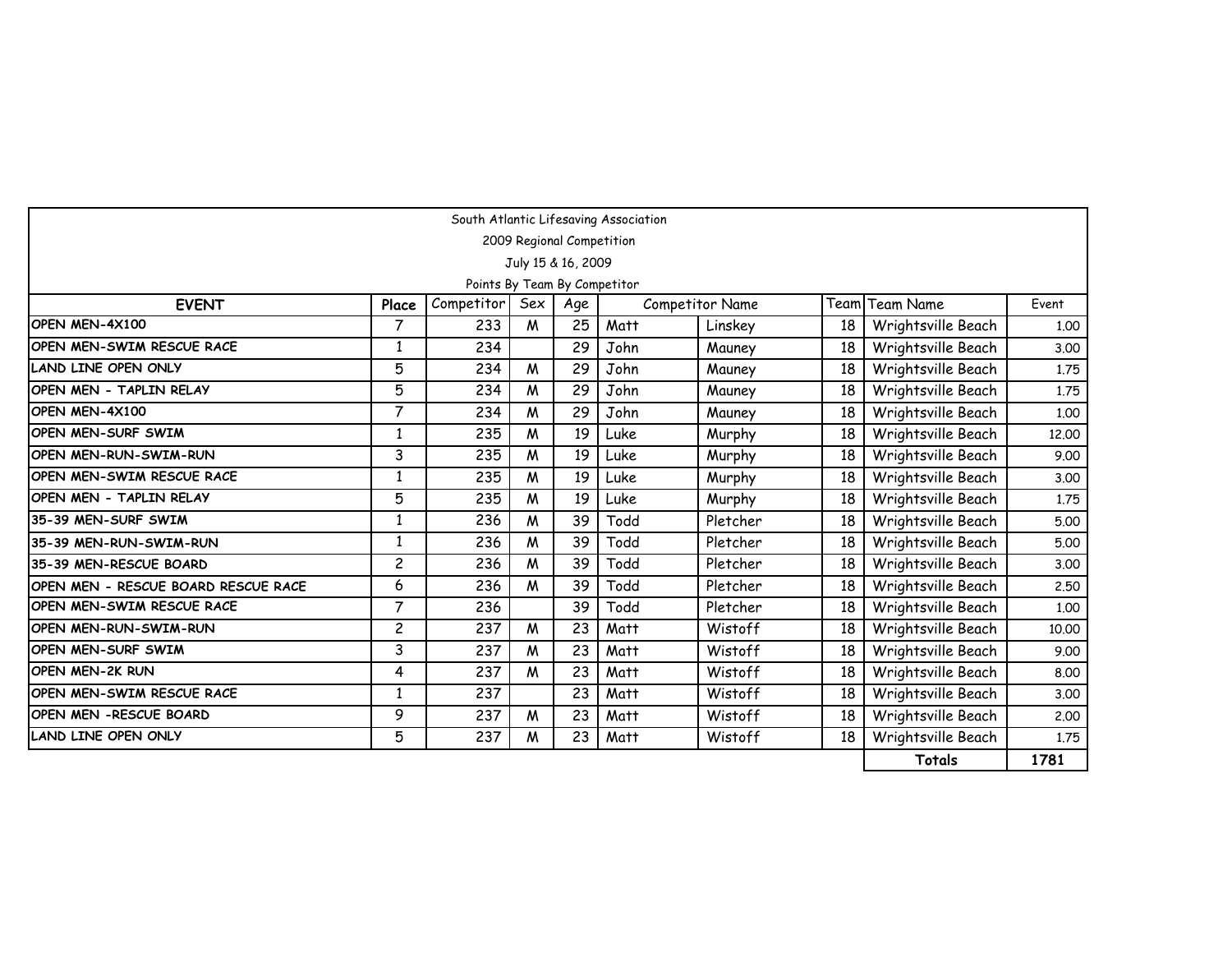South Atlantic Lifesaving Association

2009 Regional Competition

July 15 & 16, 2009

Points By Team By Competitor

| EVENT | Place | Competitor | Sex | Age | Competitor Name | | Team | Team Name | Event |
|---|---|---|---|---|---|---|---|---|---|
| OPEN MEN-4X100 | 7 | 233 | M | 25 | Matt | Linskey | 18 | Wrightsville Beach | 1.00 |
| OPEN MEN-SWIM RESCUE RACE | 1 | 234 | | 29 | John | Mauney | 18 | Wrightsville Beach | 3.00 |
| LAND LINE OPEN ONLY | 5 | 234 | M | 29 | John | Mauney | 18 | Wrightsville Beach | 1.75 |
| OPEN MEN - TAPLIN RELAY | 5 | 234 | M | 29 | John | Mauney | 18 | Wrightsville Beach | 1.75 |
| OPEN MEN-4X100 | 7 | 234 | M | 29 | John | Mauney | 18 | Wrightsville Beach | 1.00 |
| OPEN MEN-SURF SWIM | 1 | 235 | M | 19 | Luke | Murphy | 18 | Wrightsville Beach | 12.00 |
| OPEN MEN-RUN-SWIM-RUN | 3 | 235 | M | 19 | Luke | Murphy | 18 | Wrightsville Beach | 9.00 |
| OPEN MEN-SWIM RESCUE RACE | 1 | 235 | M | 19 | Luke | Murphy | 18 | Wrightsville Beach | 3.00 |
| OPEN MEN - TAPLIN RELAY | 5 | 235 | M | 19 | Luke | Murphy | 18 | Wrightsville Beach | 1.75 |
| 35-39 MEN-SURF SWIM | 1 | 236 | M | 39 | Todd | Pletcher | 18 | Wrightsville Beach | 5.00 |
| 35-39 MEN-RUN-SWIM-RUN | 1 | 236 | M | 39 | Todd | Pletcher | 18 | Wrightsville Beach | 5.00 |
| 35-39 MEN-RESCUE BOARD | 2 | 236 | M | 39 | Todd | Pletcher | 18 | Wrightsville Beach | 3.00 |
| OPEN MEN - RESCUE BOARD RESCUE RACE | 6 | 236 | M | 39 | Todd | Pletcher | 18 | Wrightsville Beach | 2.50 |
| OPEN MEN-SWIM RESCUE RACE | 7 | 236 | | 39 | Todd | Pletcher | 18 | Wrightsville Beach | 1.00 |
| OPEN MEN-RUN-SWIM-RUN | 2 | 237 | M | 23 | Matt | Wistoff | 18 | Wrightsville Beach | 10.00 |
| OPEN MEN-SURF SWIM | 3 | 237 | M | 23 | Matt | Wistoff | 18 | Wrightsville Beach | 9.00 |
| OPEN MEN-2K RUN | 4 | 237 | M | 23 | Matt | Wistoff | 18 | Wrightsville Beach | 8.00 |
| OPEN MEN-SWIM RESCUE RACE | 1 | 237 | | 23 | Matt | Wistoff | 18 | Wrightsville Beach | 3.00 |
| OPEN MEN -RESCUE BOARD | 9 | 237 | M | 23 | Matt | Wistoff | 18 | Wrightsville Beach | 2.00 |
| LAND LINE OPEN ONLY | 5 | 237 | M | 23 | Matt | Wistoff | 18 | Wrightsville Beach | 1.75 |
| | | | | | | | | **Totals** | **1781** |